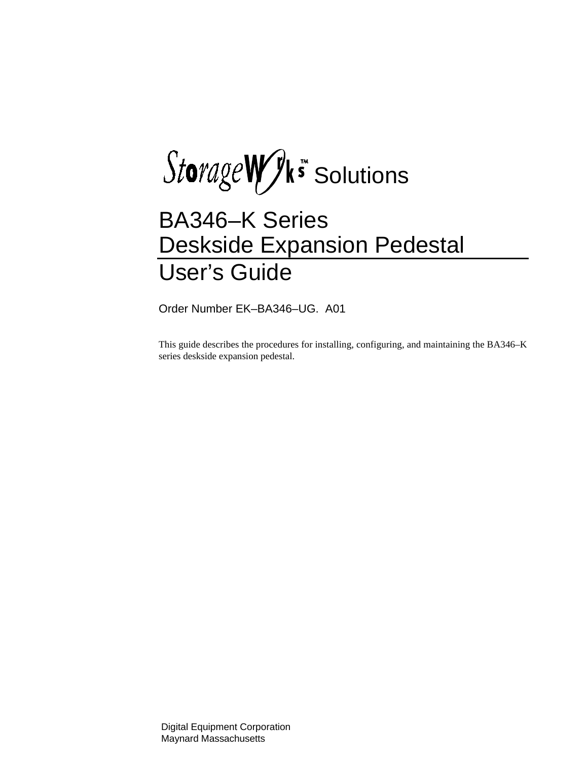# StorageWorks™ Solutions

# BA346–K Series Deskside Expansion Pedestal User's Guide

Order Number EK–BA346–UG. A01

This guide describes the procedures for installing, configuring, and maintaining the BA346–K series deskside expansion pedestal.

Digital Equipment Corporation
Maynard Massachusetts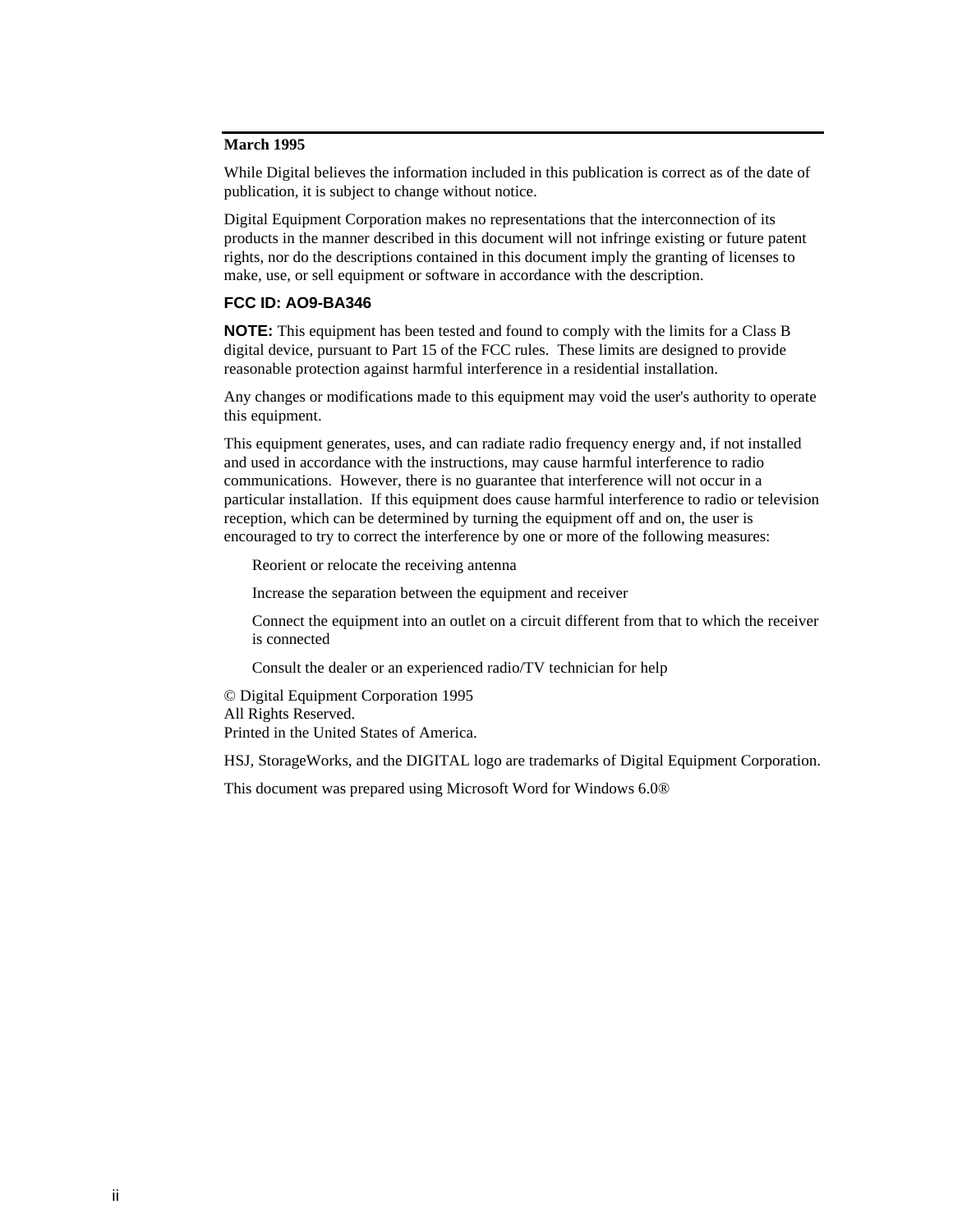**March 1995**

While Digital believes the information included in this publication is correct as of the date of publication, it is subject to change without notice.

Digital Equipment Corporation makes no representations that the interconnection of its products in the manner described in this document will not infringe existing or future patent rights, nor do the descriptions contained in this document imply the granting of licenses to make, use, or sell equipment or software in accordance with the description.

**FCC ID: AO9-BA346**

**NOTE:** This equipment has been tested and found to comply with the limits for a Class B digital device, pursuant to Part 15 of the FCC rules. These limits are designed to provide reasonable protection against harmful interference in a residential installation.

Any changes or modifications made to this equipment may void the user's authority to operate this equipment.

This equipment generates, uses, and can radiate radio frequency energy and, if not installed and used in accordance with the instructions, may cause harmful interference to radio communications. However, there is no guarantee that interference will not occur in a particular installation. If this equipment does cause harmful interference to radio or television reception, which can be determined by turning the equipment off and on, the user is encouraged to try to correct the interference by one or more of the following measures:

- Reorient or relocate the receiving antenna
- Increase the separation between the equipment and receiver
- Connect the equipment into an outlet on a circuit different from that to which the receiver is connected
- Consult the dealer or an experienced radio/TV technician for help

© Digital Equipment Corporation 1995
All Rights Reserved.
Printed in the United States of America.

HSJ, StorageWorks, and the DIGITAL logo are trademarks of Digital Equipment Corporation.

This document was prepared using Microsoft Word for Windows 6.0®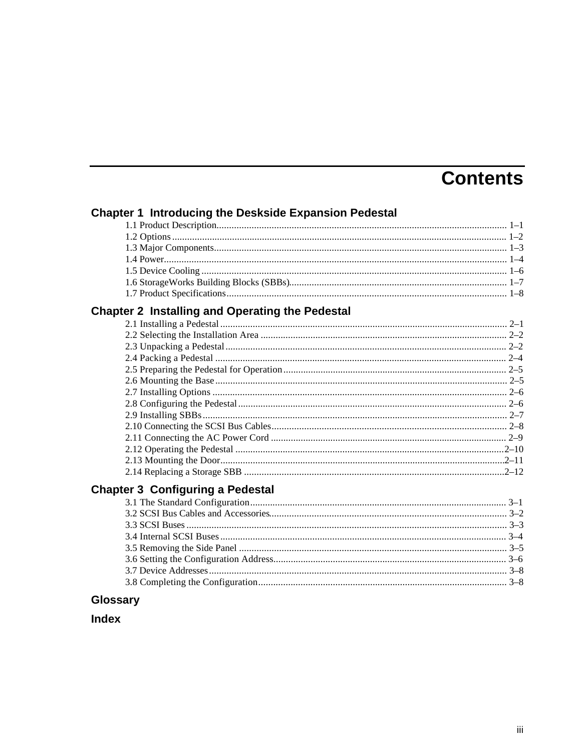# Contents

## Chapter 1  Introducing the Deskside Expansion Pedestal

1.1 Product Description........................................................................................................ 1–1
1.2 Options........................................................................................................................ 1–2
1.3 Major Components........................................................................................................ 1–3
1.4 Power........................................................................................................................... 1–4
1.5 Device Cooling ............................................................................................................. 1–6
1.6 StorageWorks Building Blocks (SBBs)........................................................................... 1–7
1.7 Product Specifications................................................................................................... 1–8

## Chapter 2  Installing and Operating the Pedestal

2.1 Installing a Pedestal ..................................................................................................... 2–1
2.2 Selecting the Installation Area ...................................................................................... 2–2
2.3 Unpacking a Pedestal.................................................................................................... 2–2
2.4 Packing a Pedestal ....................................................................................................... 2–4
2.5 Preparing the Pedestal for Operation............................................................................. 2–5
2.6 Mounting the Base........................................................................................................ 2–5
2.7 Installing Options ......................................................................................................... 2–6
2.8 Configuring the Pedestal............................................................................................... 2–6
2.9 Installing SBBs............................................................................................................. 2–7
2.10 Connecting the SCSI Bus Cables.................................................................................. 2–8
2.11 Connecting the AC Power Cord ................................................................................... 2–9
2.12 Operating the Pedestal ............................................................................................... 2–10
2.13 Mounting the Door...................................................................................................... 2–11
2.14 Replacing a Storage SBB ............................................................................................ 2–12

## Chapter 3  Configuring a Pedestal

3.1 The Standard Configuration........................................................................................... 3–1
3.2 SCSI Bus Cables and Accessories.................................................................................. 3–2
3.3 SCSI Buses .................................................................................................................. 3–3
3.4 Internal SCSI Buses ..................................................................................................... 3–4
3.5 Removing the Side Panel .............................................................................................. 3–5
3.6 Setting the Configuration Address.................................................................................. 3–6
3.7 Device Addresses.......................................................................................................... 3–8
3.8 Completing the Configuration........................................................................................ 3–8

## Glossary

## Index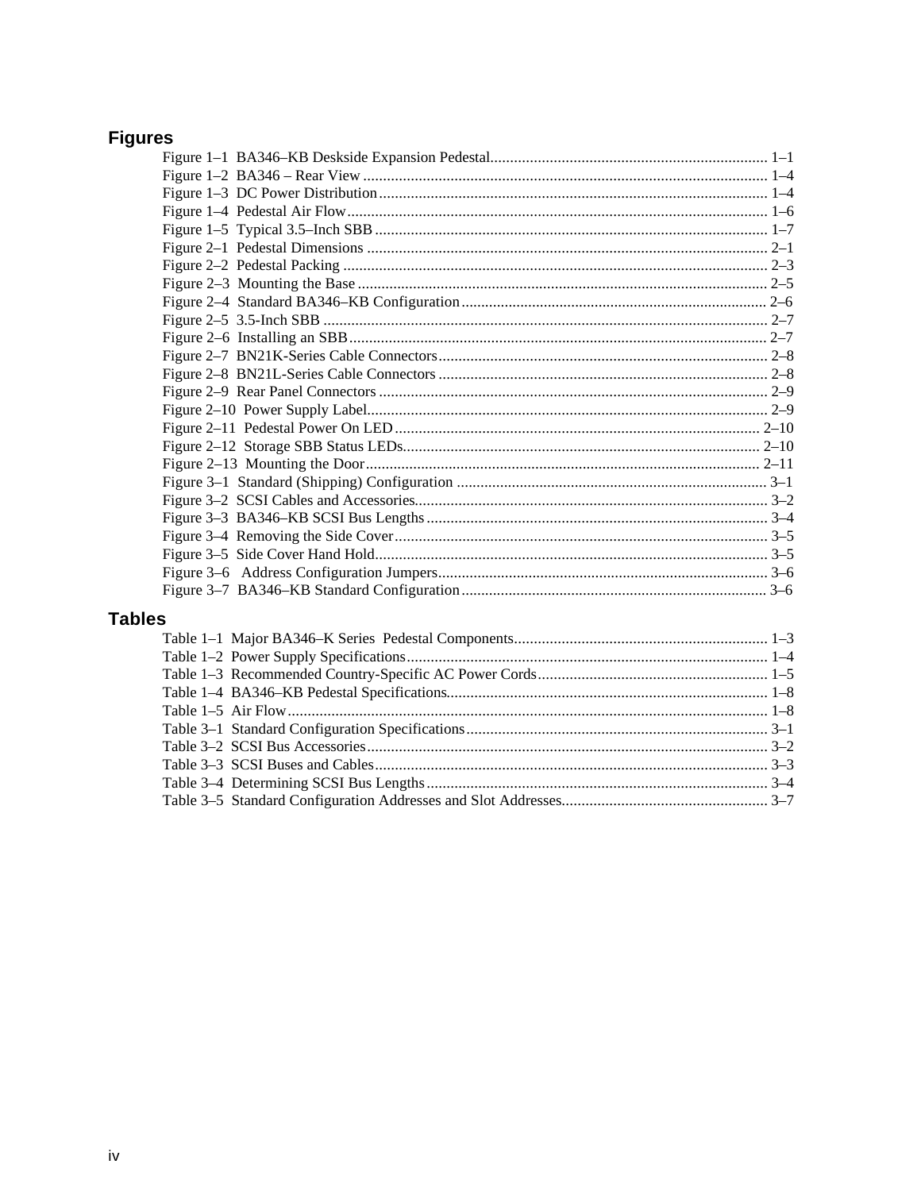## Figures

Figure 1–1 BA346–KB Deskside Expansion Pedestal ...................................................................... 1–1
Figure 1–2 BA346 – Rear View ...................................................................................................... 1–4
Figure 1–3 DC Power Distribution .................................................................................................. 1–4
Figure 1–4 Pedestal Air Flow .......................................................................................................... 1–6
Figure 1–5 Typical 3.5–Inch SBB ................................................................................................... 1–7
Figure 2–1 Pedestal Dimensions ..................................................................................................... 2–1
Figure 2–2 Pedestal Packing ........................................................................................................... 2–3
Figure 2–3 Mounting the Base ........................................................................................................ 2–5
Figure 2–4 Standard BA346–KB Configuration ............................................................................. 2–6
Figure 2–5 3.5-Inch SBB ................................................................................................................ 2–7
Figure 2–6 Installing an SBB .......................................................................................................... 2–7
Figure 2–7 BN21K-Series Cable Connectors .................................................................................. 2–8
Figure 2–8 BN21L-Series Cable Connectors ................................................................................... 2–8
Figure 2–9 Rear Panel Connectors .................................................................................................. 2–9
Figure 2–10 Power Supply Label ..................................................................................................... 2–9
Figure 2–11 Pedestal Power On LED ............................................................................................ 2–10
Figure 2–12 Storage SBB Status LEDs .......................................................................................... 2–10
Figure 2–13 Mounting the Door ..................................................................................................... 2–11
Figure 3–1 Standard (Shipping) Configuration ............................................................................... 3–1
Figure 3–2 SCSI Cables and Accessories ......................................................................................... 3–2
Figure 3–3 BA346–KB SCSI Bus Lengths ...................................................................................... 3–4
Figure 3–4 Removing the Side Cover .............................................................................................. 3–5
Figure 3–5 Side Cover Hand Hold ................................................................................................... 3–5
Figure 3–6 Address Configuration Jumpers .................................................................................... 3–6
Figure 3–7 BA346–KB Standard Configuration ............................................................................. 3–6

## Tables

Table 1–1 Major BA346–K Series Pedestal Components ................................................................ 1–3
Table 1–2 Power Supply Specifications ........................................................................................... 1–4
Table 1–3 Recommended Country-Specific AC Power Cords .......................................................... 1–5
Table 1–4 BA346–KB Pedestal Specifications ................................................................................. 1–8
Table 1–5 Air Flow .......................................................................................................................... 1–8
Table 3–1 Standard Configuration Specifications ............................................................................ 3–1
Table 3–2 SCSI Bus Accessories ..................................................................................................... 3–2
Table 3–3 SCSI Buses and Cables ................................................................................................... 3–3
Table 3–4 Determining SCSI Bus Lengths ...................................................................................... 3–4
Table 3–5 Standard Configuration Addresses and Slot Addresses .................................................... 3–7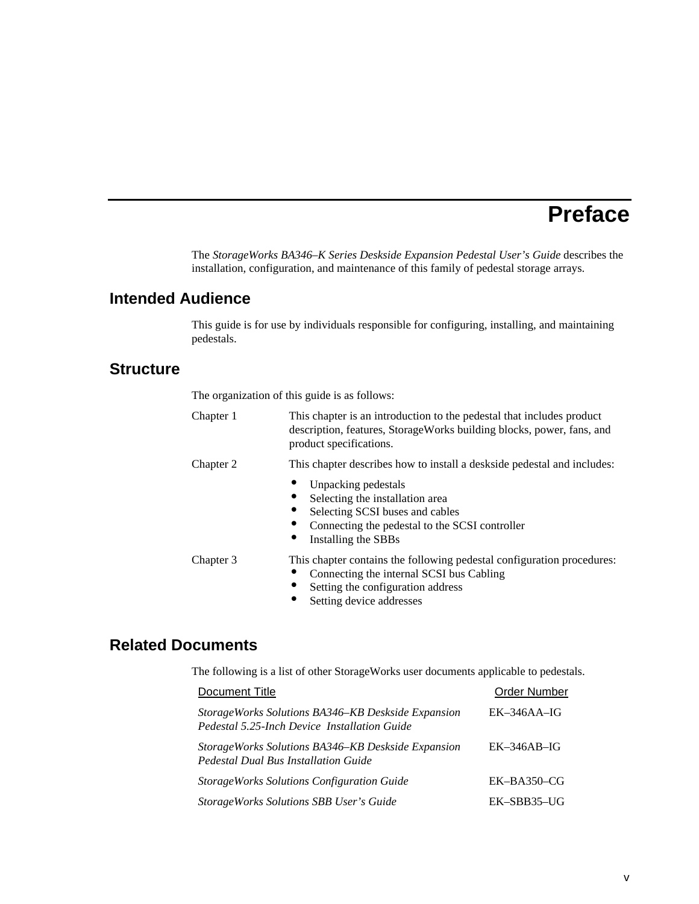# Preface

The *StorageWorks BA346–K Series Deskside Expansion Pedestal User's Guide* describes the installation, configuration, and maintenance of this family of pedestal storage arrays.

## Intended Audience

This guide is for use by individuals responsible for configuring, installing, and maintaining pedestals.

## Structure

The organization of this guide is as follows:

Chapter 1 — This chapter is an introduction to the pedestal that includes product description, features, StorageWorks building blocks, power, fans, and product specifications.

Chapter 2 — This chapter describes how to install a deskside pedestal and includes:

- Unpacking pedestals
- Selecting the installation area
- Selecting SCSI buses and cables
- Connecting the pedestal to the SCSI controller
- Installing the SBBs

Chapter 3 — This chapter contains the following pedestal configuration procedures:

- Connecting the internal SCSI bus Cabling
- Setting the configuration address
- Setting device addresses

## Related Documents

The following is a list of other StorageWorks user documents applicable to pedestals.

| Document Title | Order Number |
|---|---|
| *StorageWorks Solutions BA346–KB Deskside Expansion Pedestal 5.25-Inch Device Installation Guide* | EK–346AA–IG |
| *StorageWorks Solutions BA346–KB Deskside Expansion Pedestal Dual Bus Installation Guide* | EK–346AB–IG |
| *StorageWorks Solutions Configuration Guide* | EK–BA350–CG |
| *StorageWorks Solutions SBB User's Guide* | EK–SBB35–UG |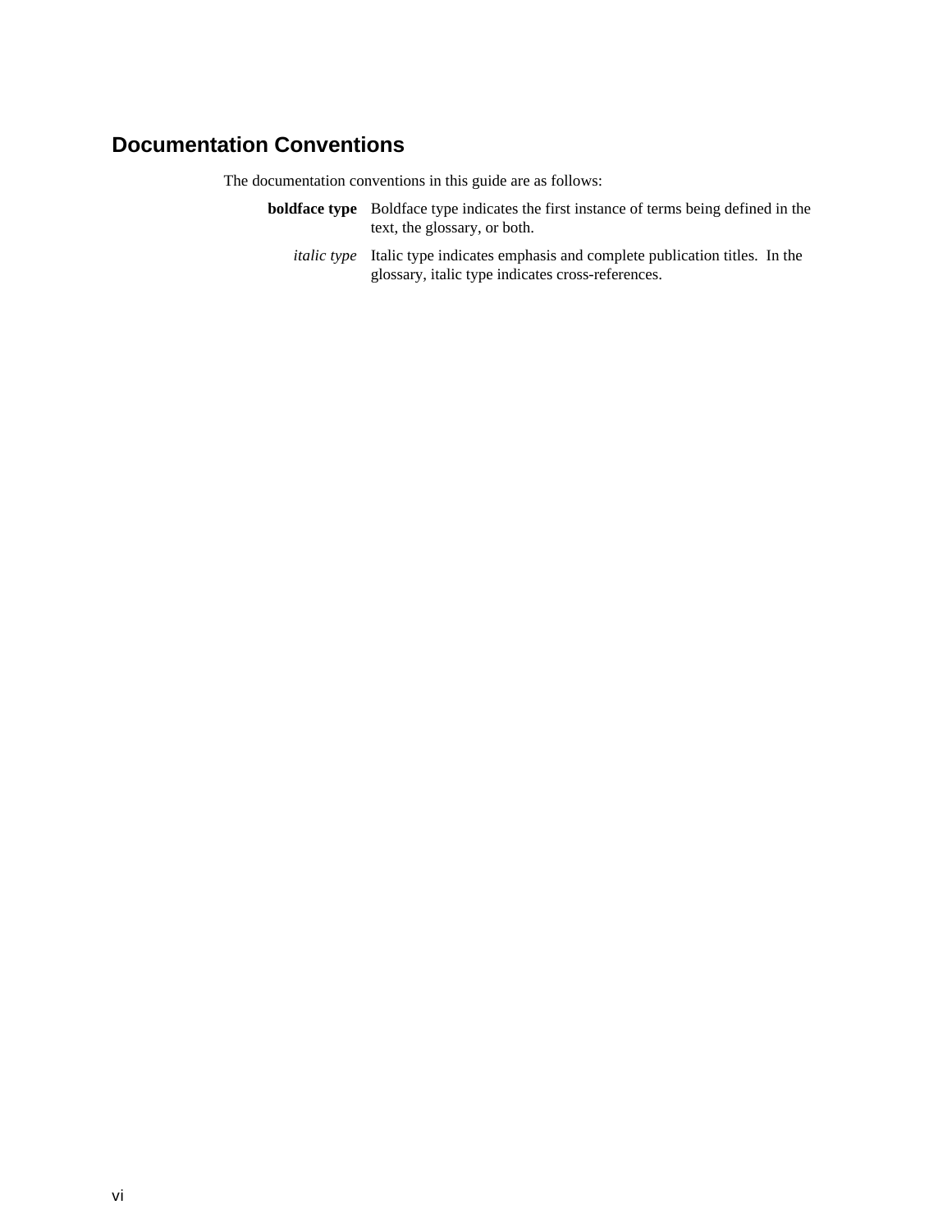## Documentation Conventions

The documentation conventions in this guide are as follows:

**boldface type** Boldface type indicates the first instance of terms being defined in the text, the glossary, or both.

*italic type* Italic type indicates emphasis and complete publication titles. In the glossary, italic type indicates cross-references.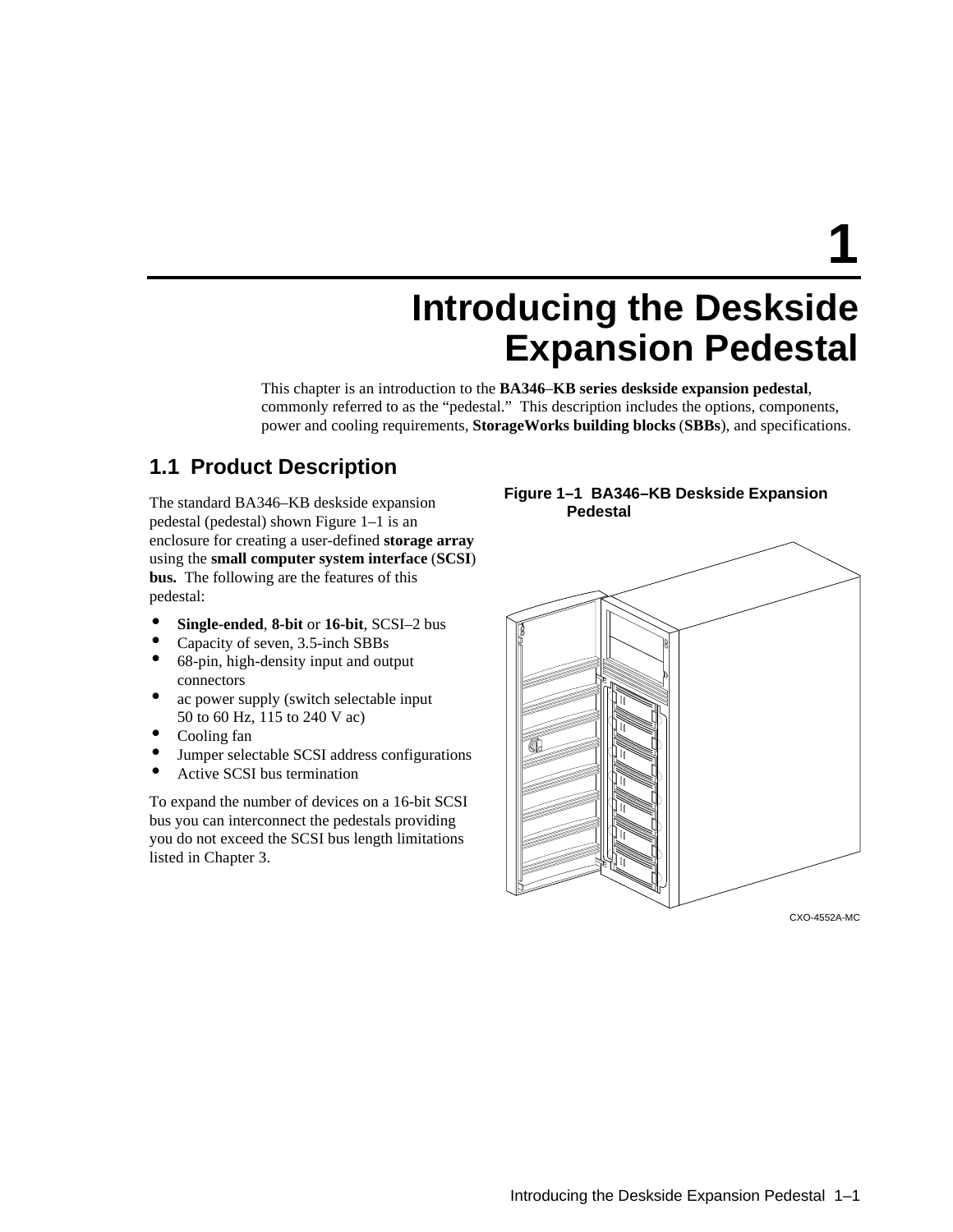# 1 Introducing the Deskside Expansion Pedestal

This chapter is an introduction to the **BA346–KB series deskside expansion pedestal**, commonly referred to as the "pedestal." This description includes the options, components, power and cooling requirements, **StorageWorks building blocks** (**SBBs**), and specifications.

## 1.1 Product Description

The standard BA346–KB deskside expansion pedestal (pedestal) shown Figure 1–1 is an enclosure for creating a user-defined **storage array** using the **small computer system interface** (**SCSI**) **bus.** The following are the features of this pedestal:

- **Single-ended**, **8-bit** or **16-bit**, SCSI–2 bus
- Capacity of seven, 3.5-inch SBBs
- 68-pin, high-density input and output connectors
- ac power supply (switch selectable input 50 to 60 Hz, 115 to 240 V ac)
- Cooling fan
- Jumper selectable SCSI address configurations
- Active SCSI bus termination

To expand the number of devices on a 16-bit SCSI bus you can interconnect the pedestals providing you do not exceed the SCSI bus length limitations listed in Chapter 3.

**Figure 1–1 BA346–KB Deskside Expansion Pedestal**

CXO-4552A-MC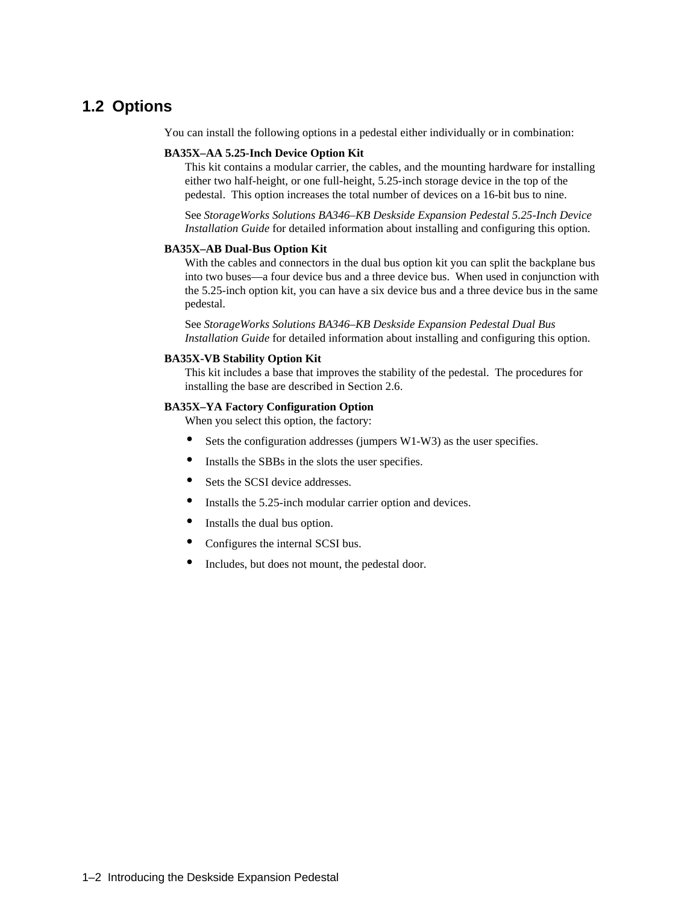## 1.2 Options

You can install the following options in a pedestal either individually or in combination:

**BA35X–AA 5.25-Inch Device Option Kit**
This kit contains a modular carrier, the cables, and the mounting hardware for installing either two half-height, or one full-height, 5.25-inch storage device in the top of the pedestal. This option increases the total number of devices on a 16-bit bus to nine.

See *StorageWorks Solutions BA346–KB Deskside Expansion Pedestal 5.25-Inch Device Installation Guide* for detailed information about installing and configuring this option.

**BA35X–AB Dual-Bus Option Kit**
With the cables and connectors in the dual bus option kit you can split the backplane bus into two buses—a four device bus and a three device bus. When used in conjunction with the 5.25-inch option kit, you can have a six device bus and a three device bus in the same pedestal.

See *StorageWorks Solutions BA346–KB Deskside Expansion Pedestal Dual Bus Installation Guide* for detailed information about installing and configuring this option.

**BA35X-VB Stability Option Kit**
This kit includes a base that improves the stability of the pedestal. The procedures for installing the base are described in Section 2.6.

**BA35X–YA Factory Configuration Option**
When you select this option, the factory:

- Sets the configuration addresses (jumpers W1-W3) as the user specifies.
- Installs the SBBs in the slots the user specifies.
- Sets the SCSI device addresses.
- Installs the 5.25-inch modular carrier option and devices.
- Installs the dual bus option.
- Configures the internal SCSI bus.
- Includes, but does not mount, the pedestal door.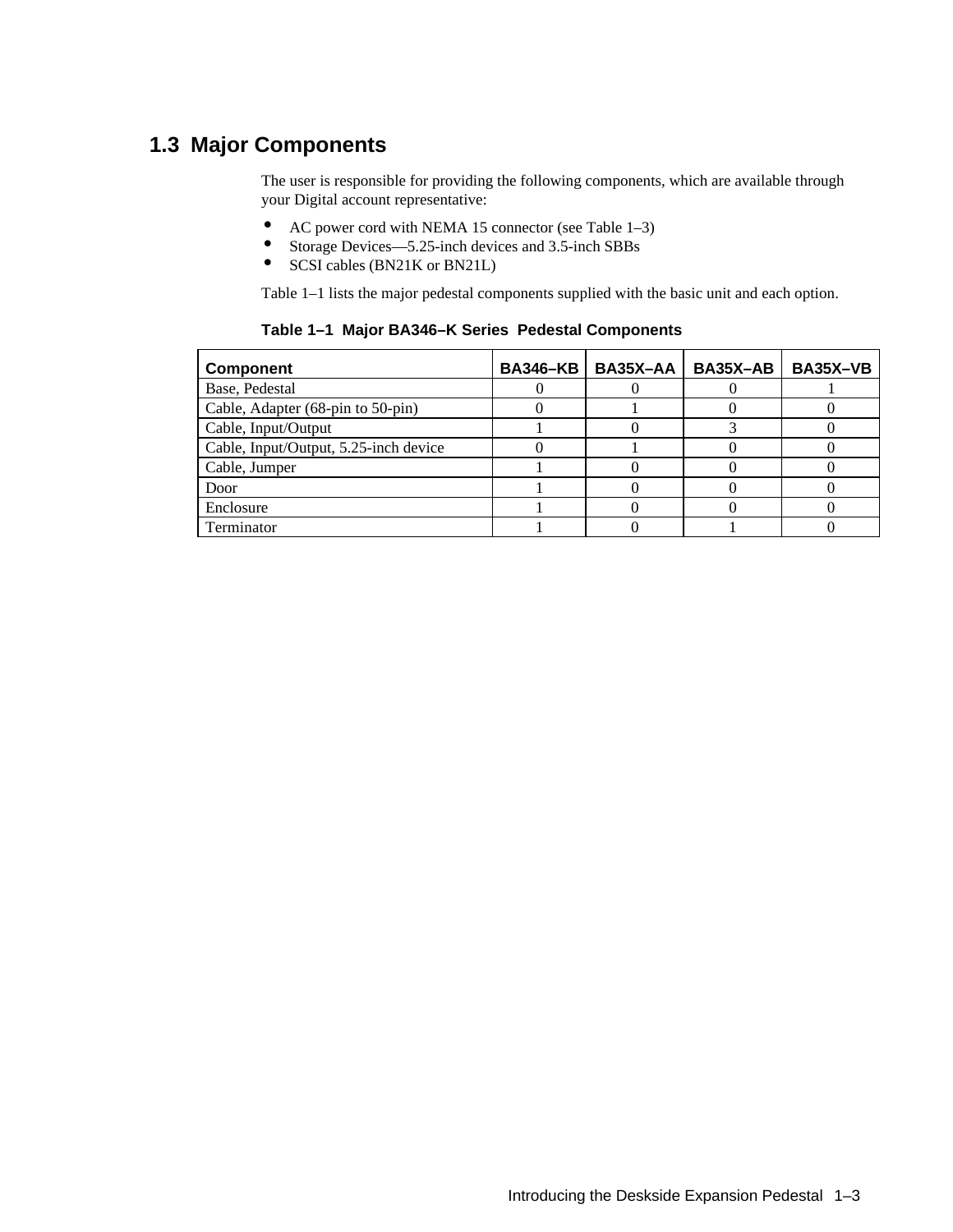## 1.3 Major Components

The user is responsible for providing the following components, which are available through your Digital account representative:

- AC power cord with NEMA 15 connector (see Table 1–3)
- Storage Devices—5.25-inch devices and 3.5-inch SBBs
- SCSI cables (BN21K or BN21L)

Table 1–1 lists the major pedestal components supplied with the basic unit and each option.

**Table 1–1 Major BA346–K Series Pedestal Components**

| Component | BA346–KB | BA35X–AA | BA35X–AB | BA35X–VB |
|---|---|---|---|---|
| Base, Pedestal | 0 | 0 | 0 | 1 |
| Cable, Adapter (68-pin to 50-pin) | 0 | 1 | 0 | 0 |
| Cable, Input/Output | 1 | 0 | 3 | 0 |
| Cable, Input/Output, 5.25-inch device | 0 | 1 | 0 | 0 |
| Cable, Jumper | 1 | 0 | 0 | 0 |
| Door | 1 | 0 | 0 | 0 |
| Enclosure | 1 | 0 | 0 | 0 |
| Terminator | 1 | 0 | 1 | 0 |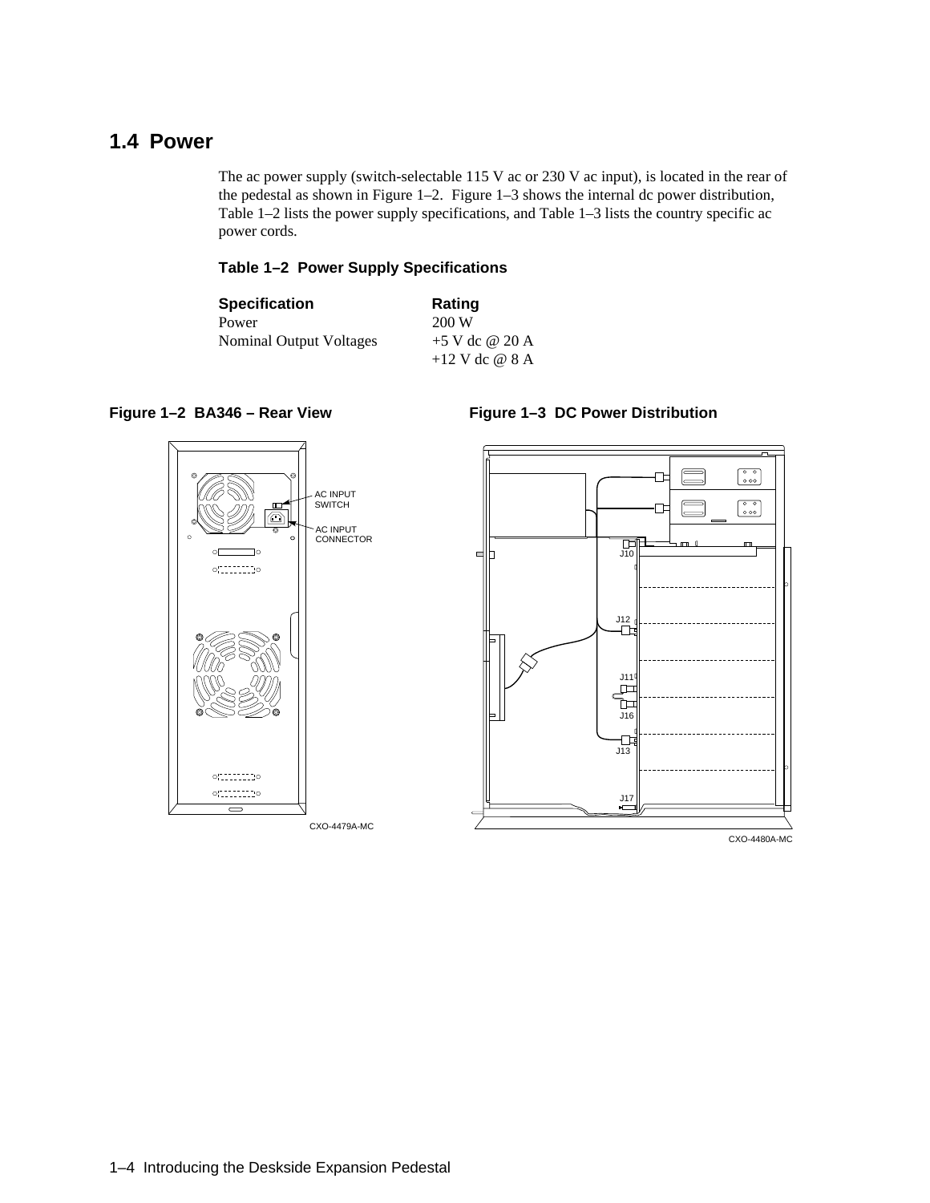## 1.4 Power

The ac power supply (switch-selectable 115 V ac or 230 V ac input), is located in the rear of the pedestal as shown in Figure 1–2. Figure 1–3 shows the internal dc power distribution, Table 1–2 lists the power supply specifications, and Table 1–3 lists the country specific ac power cords.

**Table 1–2 Power Supply Specifications**

| Specification | Rating |
|---|---|
| Power | 200 W |
| Nominal Output Voltages | +5 V dc @ 20 A |
| | +12 V dc @ 8 A |

**Figure 1–2 BA346 – Rear View**

AC INPUT SWITCH

AC INPUT CONNECTOR

CXO-4479A-MC

**Figure 1–3 DC Power Distribution**

J10
J12
J11
J16
J13
J17

CXO-4480A-MC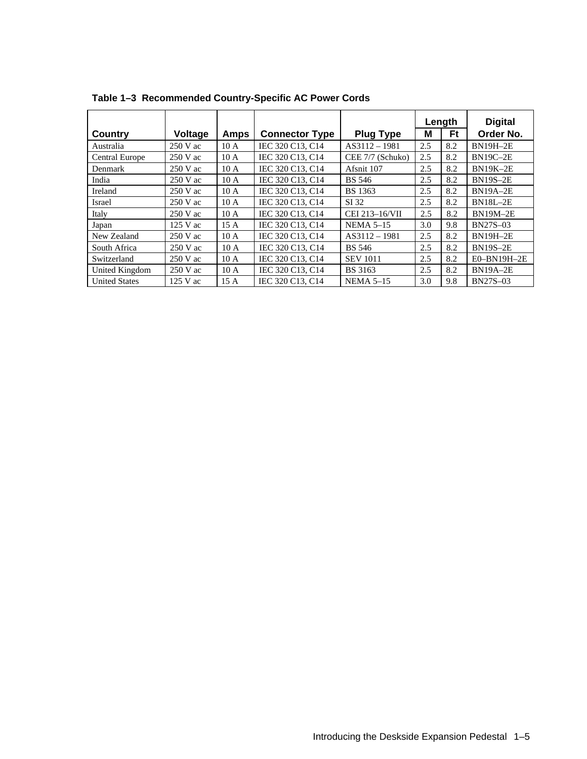**Table 1–3 Recommended Country-Specific AC Power Cords**

| Country | Voltage | Amps | Connector Type | Plug Type | Length | | Digital Order No. |
|---|---|---|---|---|---|---|---|
| | | | | | M | Ft | |
| Australia | 250 V ac | 10 A | IEC 320 C13, C14 | AS3112 – 1981 | 2.5 | 8.2 | BN19H–2E |
| Central Europe | 250 V ac | 10 A | IEC 320 C13, C14 | CEE 7/7 (Schuko) | 2.5 | 8.2 | BN19C–2E |
| Denmark | 250 V ac | 10 A | IEC 320 C13, C14 | Afsnit 107 | 2.5 | 8.2 | BN19K–2E |
| India | 250 V ac | 10 A | IEC 320 C13, C14 | BS 546 | 2.5 | 8.2 | BN19S–2E |
| Ireland | 250 V ac | 10 A | IEC 320 C13, C14 | BS 1363 | 2.5 | 8.2 | BN19A–2E |
| Israel | 250 V ac | 10 A | IEC 320 C13, C14 | SI 32 | 2.5 | 8.2 | BN18L–2E |
| Italy | 250 V ac | 10 A | IEC 320 C13, C14 | CEI 213–16/VII | 2.5 | 8.2 | BN19M–2E |
| Japan | 125 V ac | 15 A | IEC 320 C13, C14 | NEMA 5–15 | 3.0 | 9.8 | BN27S–03 |
| New Zealand | 250 V ac | 10 A | IEC 320 C13, C14 | AS3112 – 1981 | 2.5 | 8.2 | BN19H–2E |
| South Africa | 250 V ac | 10 A | IEC 320 C13, C14 | BS 546 | 2.5 | 8.2 | BN19S–2E |
| Switzerland | 250 V ac | 10 A | IEC 320 C13, C14 | SEV 1011 | 2.5 | 8.2 | E0–BN19H–2E |
| United Kingdom | 250 V ac | 10 A | IEC 320 C13, C14 | BS 3163 | 2.5 | 8.2 | BN19A–2E |
| United States | 125 V ac | 15 A | IEC 320 C13, C14 | NEMA 5–15 | 3.0 | 9.8 | BN27S–03 |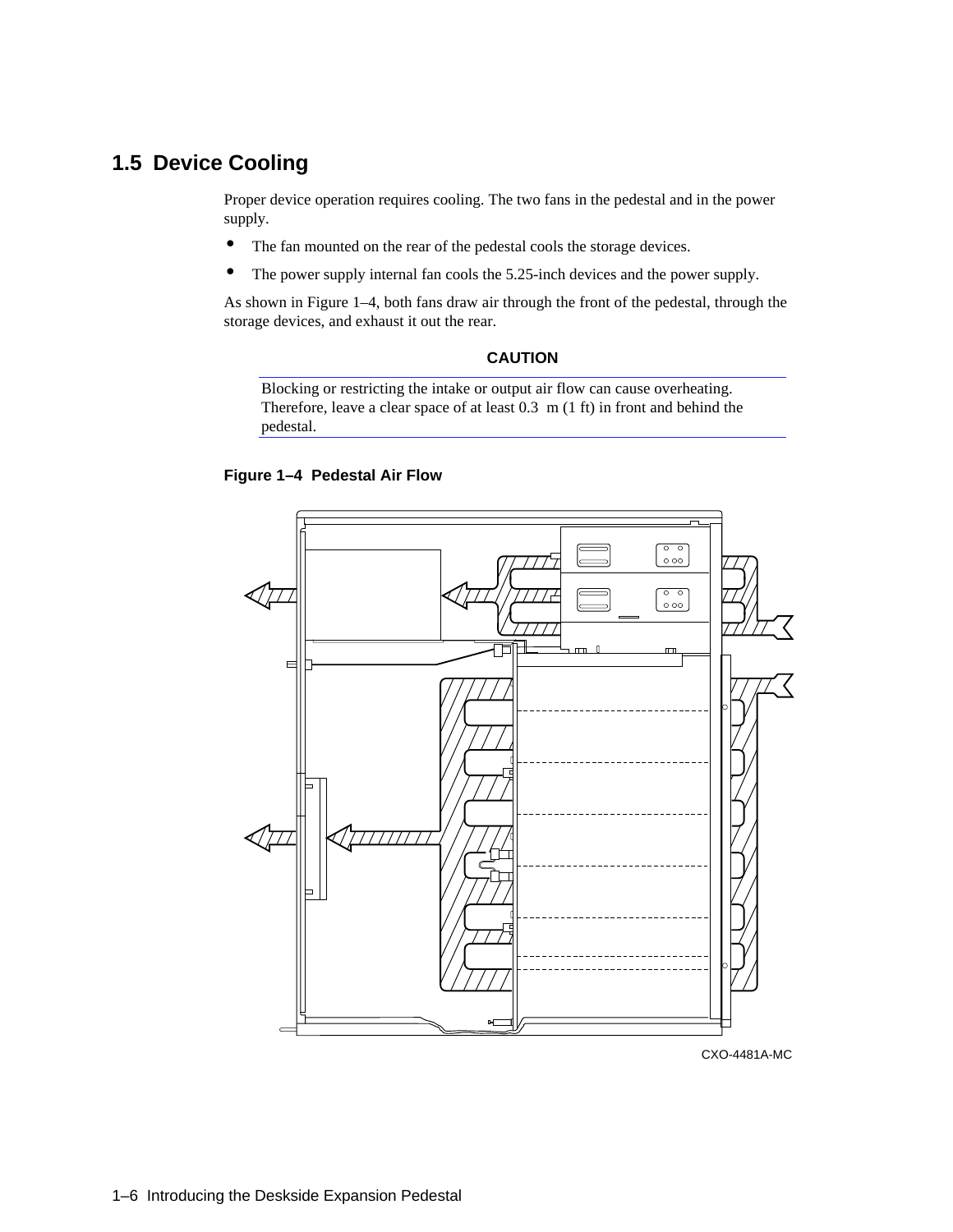## 1.5 Device Cooling

Proper device operation requires cooling. The two fans in the pedestal and in the power supply.

- The fan mounted on the rear of the pedestal cools the storage devices.
- The power supply internal fan cools the 5.25-inch devices and the power supply.

As shown in Figure 1–4, both fans draw air through the front of the pedestal, through the storage devices, and exhaust it out the rear.

**CAUTION**

Blocking or restricting the intake or output air flow can cause overheating. Therefore, leave a clear space of at least 0.3 m (1 ft) in front and behind the pedestal.

**Figure 1–4 Pedestal Air Flow**

CXO-4481A-MC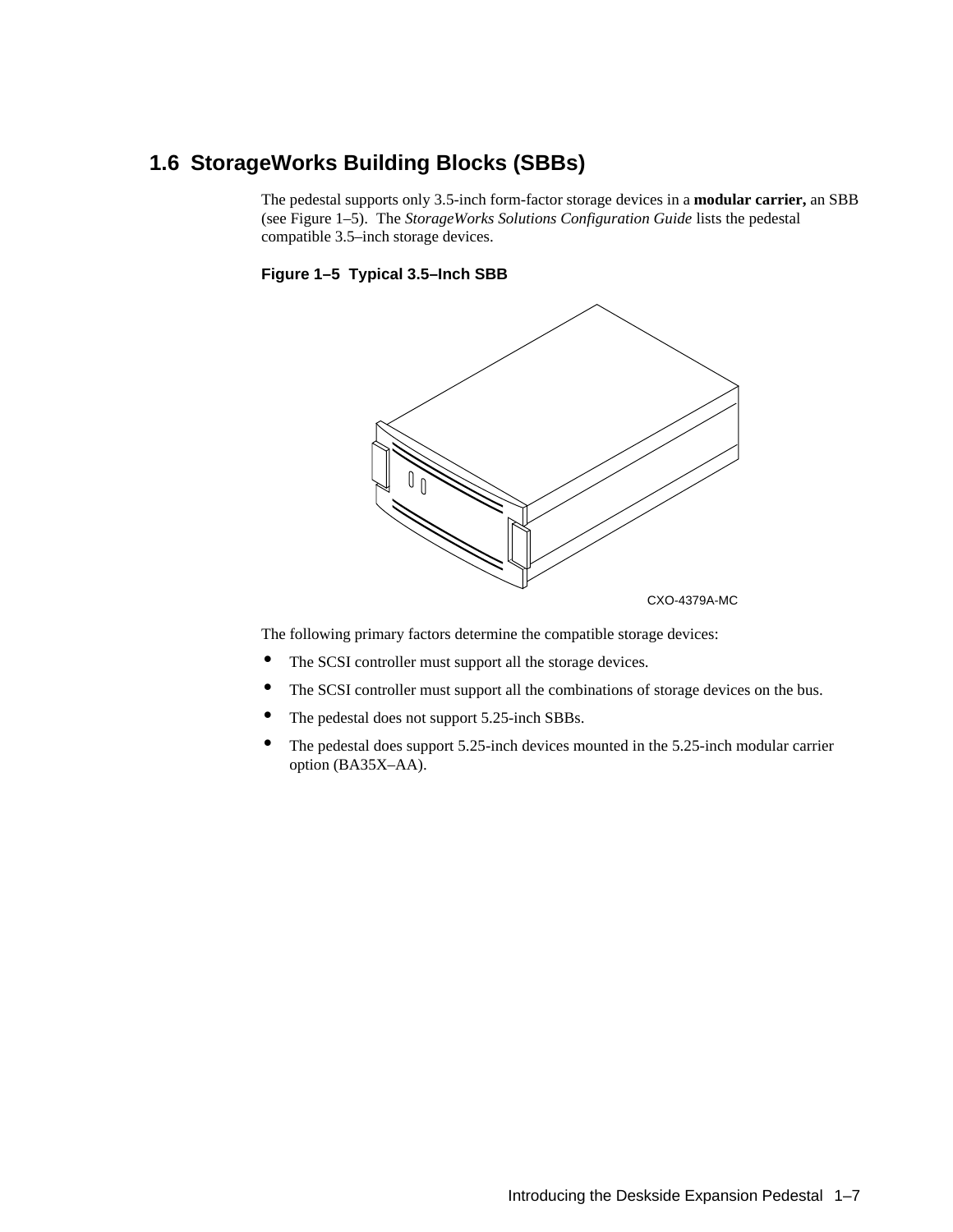## 1.6 StorageWorks Building Blocks (SBBs)

The pedestal supports only 3.5-inch form-factor storage devices in a **modular carrier,** an SBB (see Figure 1–5). The *StorageWorks Solutions Configuration Guide* lists the pedestal compatible 3.5–inch storage devices.

**Figure 1–5 Typical 3.5–Inch SBB**

CXO-4379A-MC

The following primary factors determine the compatible storage devices:

- The SCSI controller must support all the storage devices.
- The SCSI controller must support all the combinations of storage devices on the bus.
- The pedestal does not support 5.25-inch SBBs.
- The pedestal does support 5.25-inch devices mounted in the 5.25-inch modular carrier option (BA35X–AA).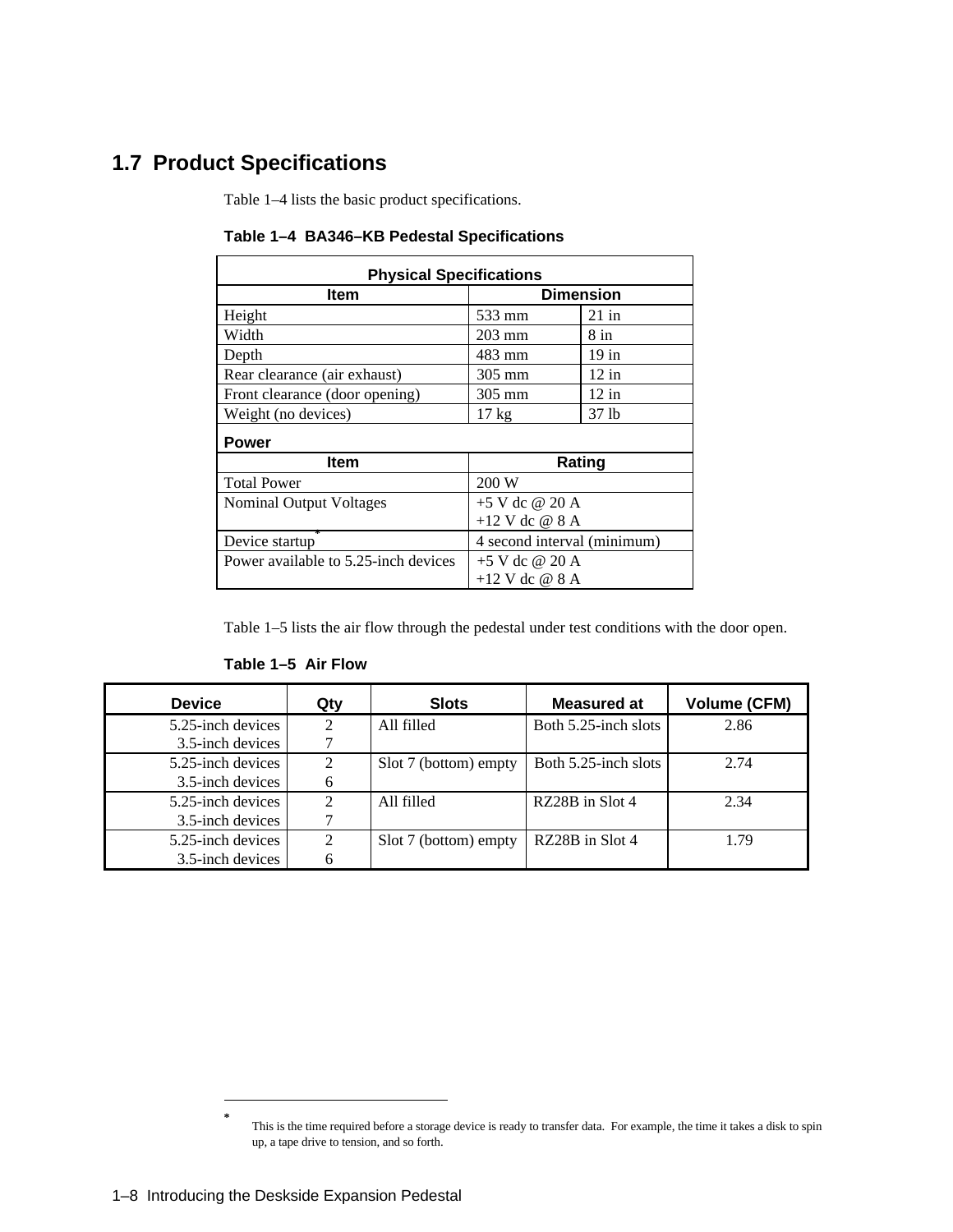## 1.7 Product Specifications

Table 1–4 lists the basic product specifications.

**Table 1–4 BA346–KB Pedestal Specifications**

| Physical Specifications | | |
|---|---|---|
| **Item** | **Dimension** | |
| Height | 533 mm | 21 in |
| Width | 203 mm | 8 in |
| Depth | 483 mm | 19 in |
| Rear clearance (air exhaust) | 305 mm | 12 in |
| Front clearance (door opening) | 305 mm | 12 in |
| Weight (no devices) | 17 kg | 37 lb |
| **Power** | | |
| **Item** | **Rating** | |
| Total Power | 200 W | |
| Nominal Output Voltages | +5 V dc @ 20 A<br>+12 V dc @ 8 A | |
| Device startup* | 4 second interval (minimum) | |
| Power available to 5.25-inch devices | +5 V dc @ 20 A<br>+12 V dc @ 8 A | |

Table 1–5 lists the air flow through the pedestal under test conditions with the door open.

**Table 1–5 Air Flow**

| Device | Qty | Slots | Measured at | Volume (CFM) |
|---|---|---|---|---|
| 5.25-inch devices<br>3.5-inch devices | 2<br>7 | All filled | Both 5.25-inch slots | 2.86 |
| 5.25-inch devices<br>3.5-inch devices | 2<br>6 | Slot 7 (bottom) empty | Both 5.25-inch slots | 2.74 |
| 5.25-inch devices<br>3.5-inch devices | 2<br>7 | All filled | RZ28B in Slot 4 | 2.34 |
| 5.25-inch devices<br>3.5-inch devices | 2<br>6 | Slot 7 (bottom) empty | RZ28B in Slot 4 | 1.79 |

---

* This is the time required before a storage device is ready to transfer data. For example, the time it takes a disk to spin up, a tape drive to tension, and so forth.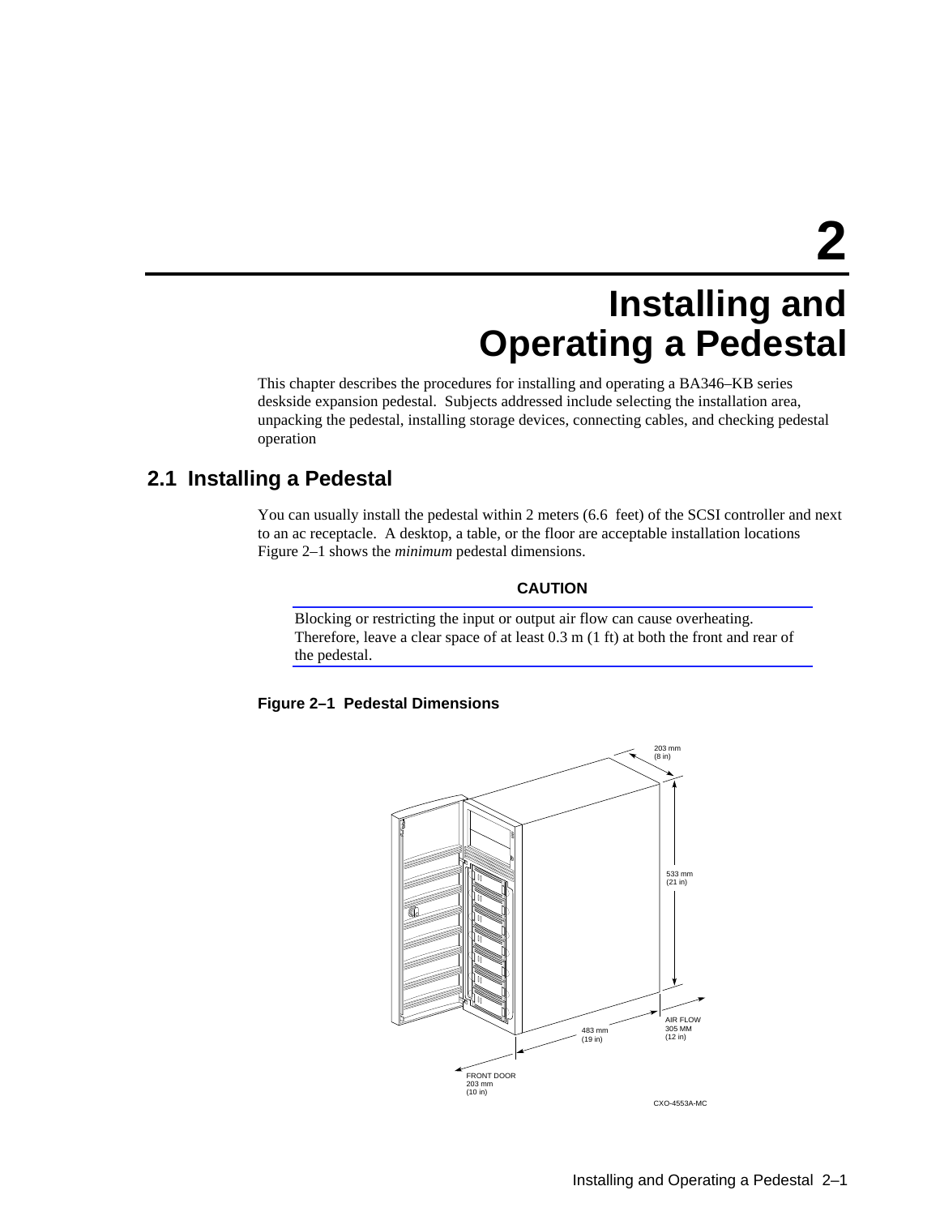# 2 Installing and Operating a Pedestal

This chapter describes the procedures for installing and operating a BA346–KB series deskside expansion pedestal. Subjects addressed include selecting the installation area, unpacking the pedestal, installing storage devices, connecting cables, and checking pedestal operation

## 2.1 Installing a Pedestal

You can usually install the pedestal within 2 meters (6.6 feet) of the SCSI controller and next to an ac receptacle. A desktop, a table, or the floor are acceptable installation locations Figure 2–1 shows the *minimum* pedestal dimensions.

**CAUTION**

Blocking or restricting the input or output air flow can cause overheating. Therefore, leave a clear space of at least 0.3 m (1 ft) at both the front and rear of the pedestal.

**Figure 2–1 Pedestal Dimensions**

203 mm (8 in)

533 mm (21 in)

AIR FLOW 305 MM (12 in)

483 mm (19 in)

FRONT DOOR 203 mm (10 in)

CXO-4553A-MC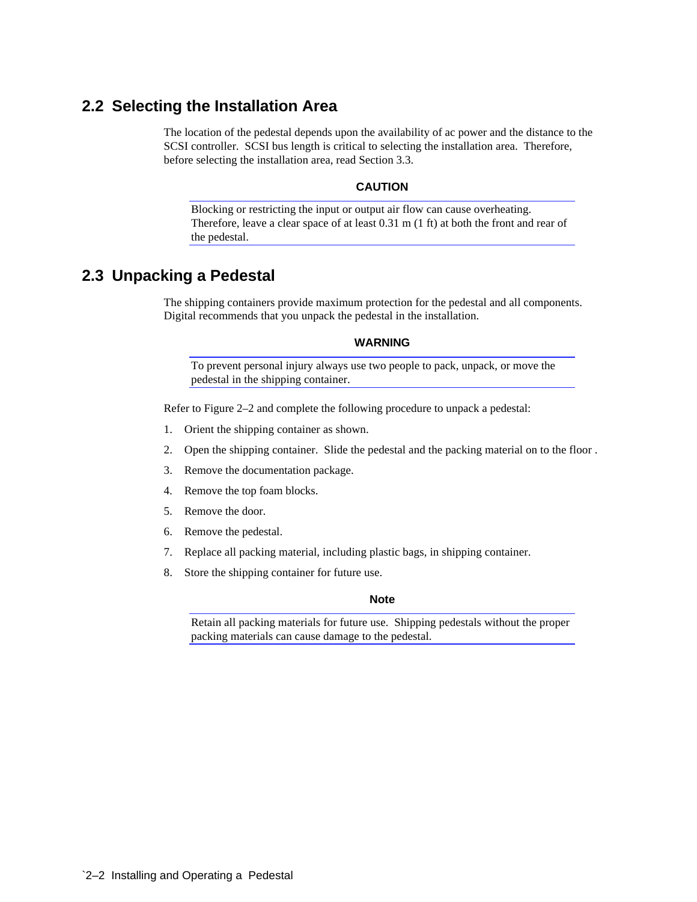## 2.2 Selecting the Installation Area

The location of the pedestal depends upon the availability of ac power and the distance to the SCSI controller. SCSI bus length is critical to selecting the installation area. Therefore, before selecting the installation area, read Section 3.3.

**CAUTION**

Blocking or restricting the input or output air flow can cause overheating. Therefore, leave a clear space of at least 0.31 m (1 ft) at both the front and rear of the pedestal.

## 2.3 Unpacking a Pedestal

The shipping containers provide maximum protection for the pedestal and all components. Digital recommends that you unpack the pedestal in the installation.

**WARNING**

To prevent personal injury always use two people to pack, unpack, or move the pedestal in the shipping container.

Refer to Figure 2–2 and complete the following procedure to unpack a pedestal:

1. Orient the shipping container as shown.
2. Open the shipping container. Slide the pedestal and the packing material on to the floor .
3. Remove the documentation package.
4. Remove the top foam blocks.
5. Remove the door.
6. Remove the pedestal.
7. Replace all packing material, including plastic bags, in shipping container.
8. Store the shipping container for future use.

**Note**

Retain all packing materials for future use. Shipping pedestals without the proper packing materials can cause damage to the pedestal.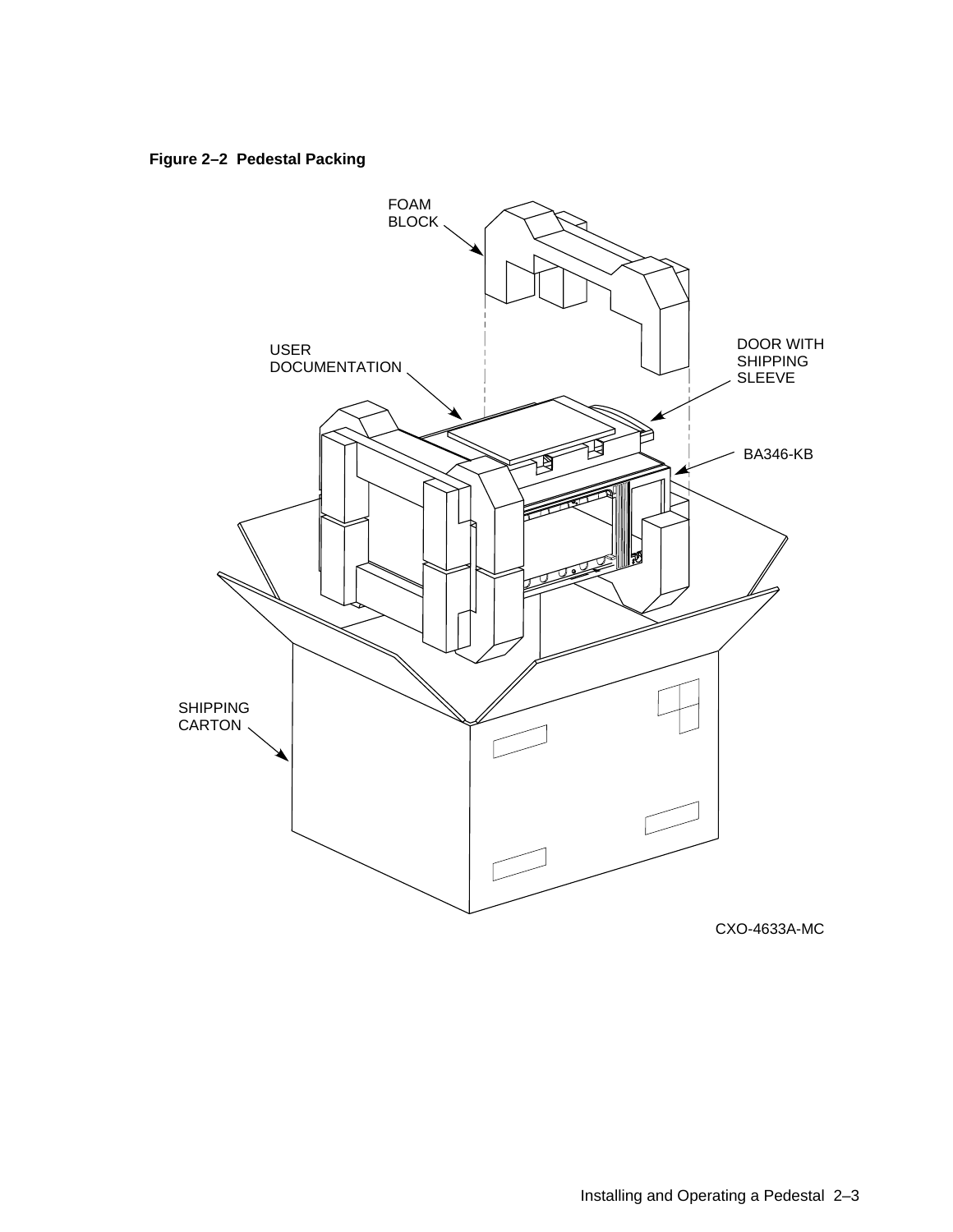**Figure 2–2 Pedestal Packing**

FOAM BLOCK

USER DOCUMENTATION

DOOR WITH SHIPPING SLEEVE

BA346-KB

SHIPPING CARTON

CXO-4633A-MC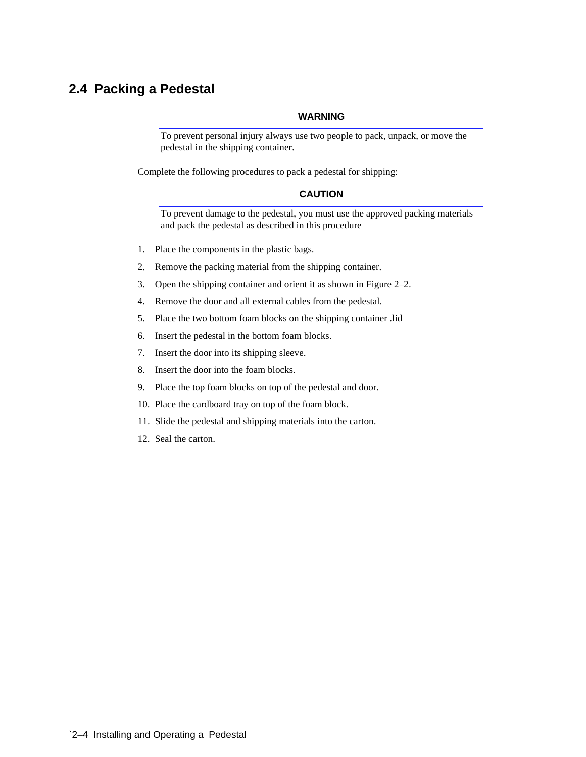## 2.4 Packing a Pedestal

**WARNING**

To prevent personal injury always use two people to pack, unpack, or move the pedestal in the shipping container.

Complete the following procedures to pack a pedestal for shipping:

**CAUTION**

To prevent damage to the pedestal, you must use the approved packing materials and pack the pedestal as described in this procedure

1. Place the components in the plastic bags.
2. Remove the packing material from the shipping container.
3. Open the shipping container and orient it as shown in Figure 2–2.
4. Remove the door and all external cables from the pedestal.
5. Place the two bottom foam blocks on the shipping container .lid
6. Insert the pedestal in the bottom foam blocks.
7. Insert the door into its shipping sleeve.
8. Insert the door into the foam blocks.
9. Place the top foam blocks on top of the pedestal and door.
10. Place the cardboard tray on top of the foam block.
11. Slide the pedestal and shipping materials into the carton.
12. Seal the carton.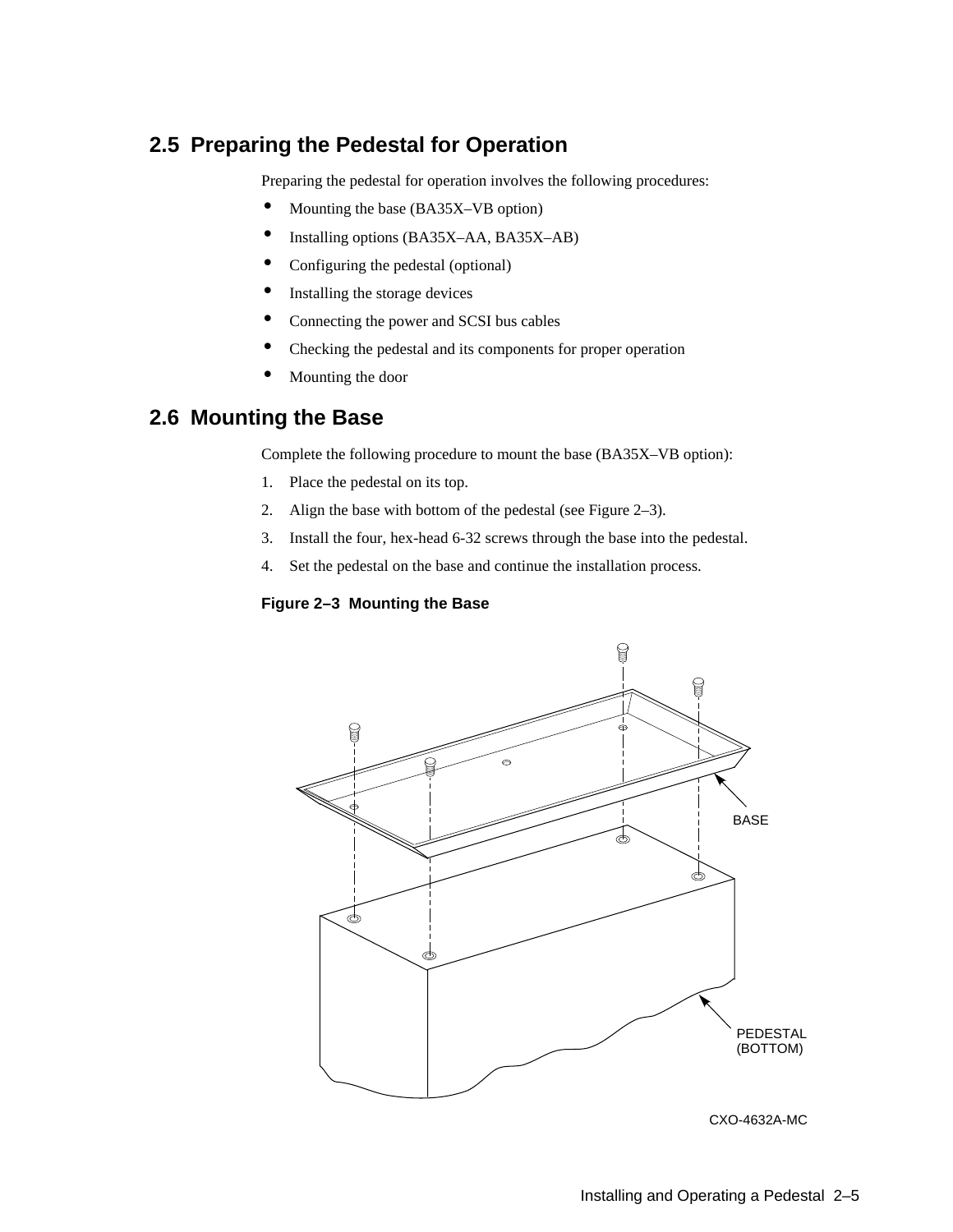## 2.5 Preparing the Pedestal for Operation

Preparing the pedestal for operation involves the following procedures:

- Mounting the base (BA35X–VB option)
- Installing options (BA35X–AA, BA35X–AB)
- Configuring the pedestal (optional)
- Installing the storage devices
- Connecting the power and SCSI bus cables
- Checking the pedestal and its components for proper operation
- Mounting the door

## 2.6 Mounting the Base

Complete the following procedure to mount the base (BA35X–VB option):

1. Place the pedestal on its top.
2. Align the base with bottom of the pedestal (see Figure 2–3).
3. Install the four, hex-head 6-32 screws through the base into the pedestal.
4. Set the pedestal on the base and continue the installation process.

**Figure 2–3 Mounting the Base**

BASE

PEDESTAL (BOTTOM)

CXO-4632A-MC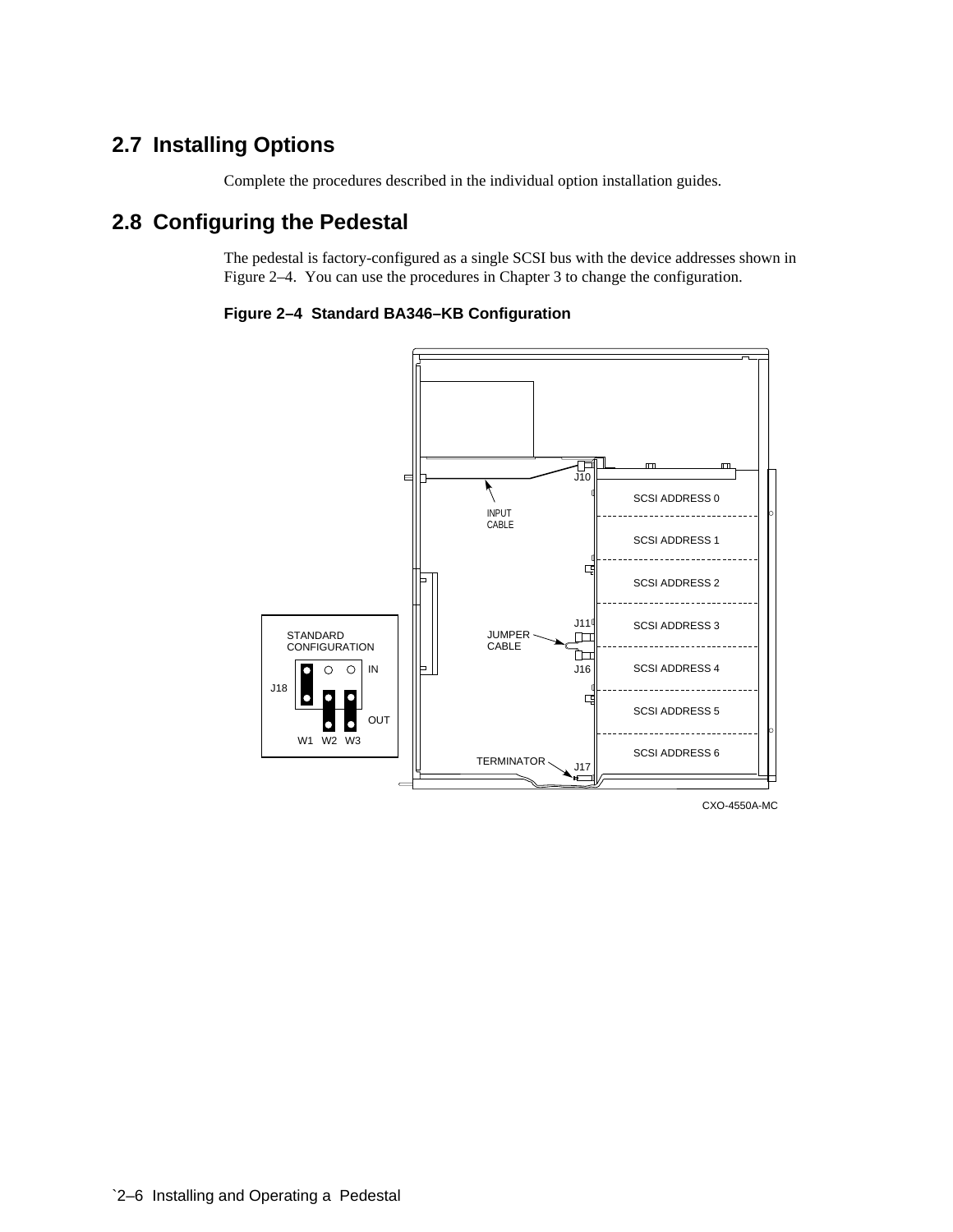## 2.7 Installing Options

Complete the procedures described in the individual option installation guides.

## 2.8 Configuring the Pedestal

The pedestal is factory-configured as a single SCSI bus with the device addresses shown in Figure 2–4. You can use the procedures in Chapter 3 to change the configuration.

**Figure 2–4 Standard BA346–KB Configuration**

STANDARD CONFIGURATION

J18 W1 W2 W3 IN OUT

INPUT CABLE

J10

SCSI ADDRESS 0

SCSI ADDRESS 1

SCSI ADDRESS 2

J11

JUMPER CABLE

J16

SCSI ADDRESS 3

SCSI ADDRESS 4

SCSI ADDRESS 5

SCSI ADDRESS 6

TERMINATOR

J17

CXO-4550A-MC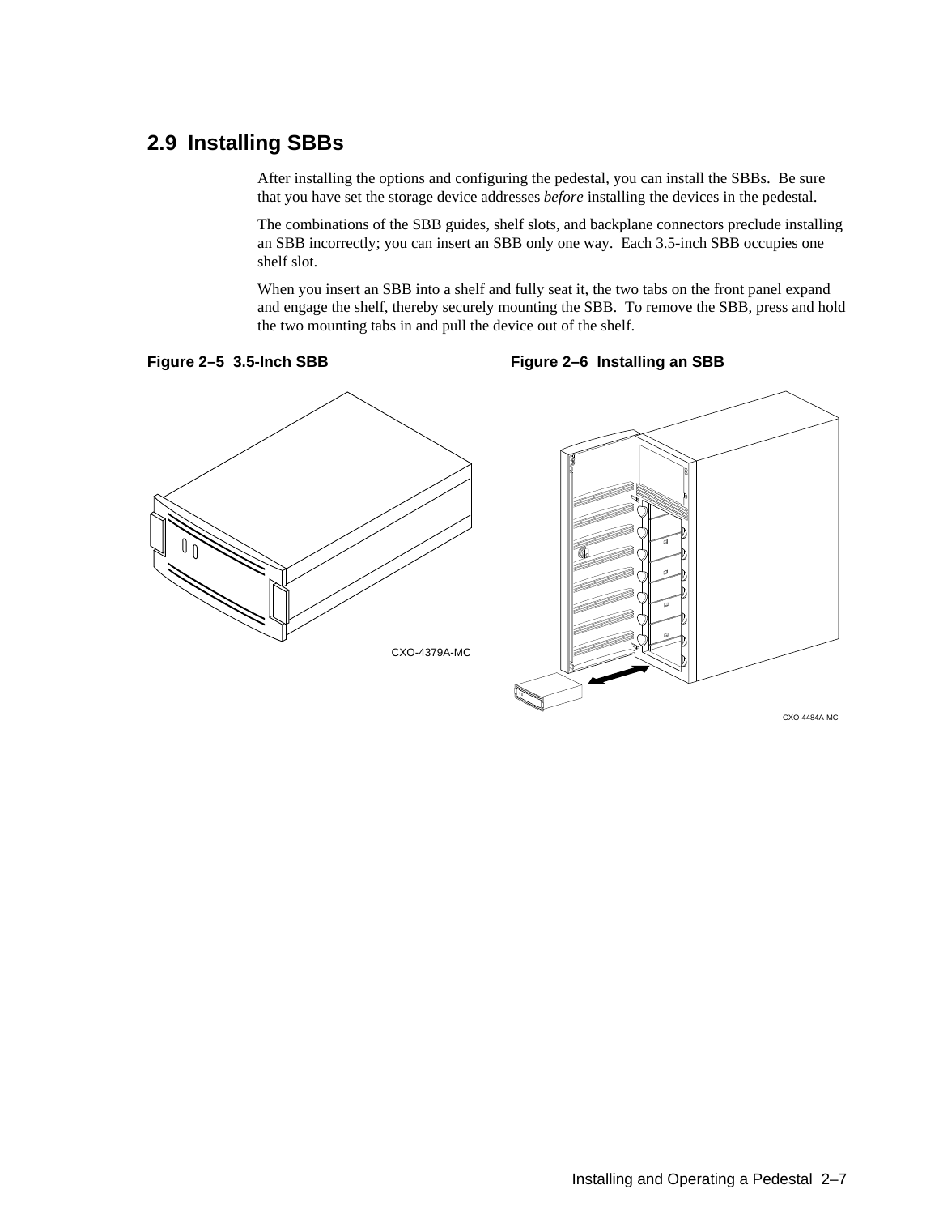## 2.9 Installing SBBs

After installing the options and configuring the pedestal, you can install the SBBs. Be sure that you have set the storage device addresses *before* installing the devices in the pedestal.

The combinations of the SBB guides, shelf slots, and backplane connectors preclude installing an SBB incorrectly; you can insert an SBB only one way. Each 3.5-inch SBB occupies one shelf slot.

When you insert an SBB into a shelf and fully seat it, the two tabs on the front panel expand and engage the shelf, thereby securely mounting the SBB. To remove the SBB, press and hold the two mounting tabs in and pull the device out of the shelf.

**Figure 2–5 3.5-Inch SBB**

CXO-4379A-MC

**Figure 2–6 Installing an SBB**

CXO-4484A-MC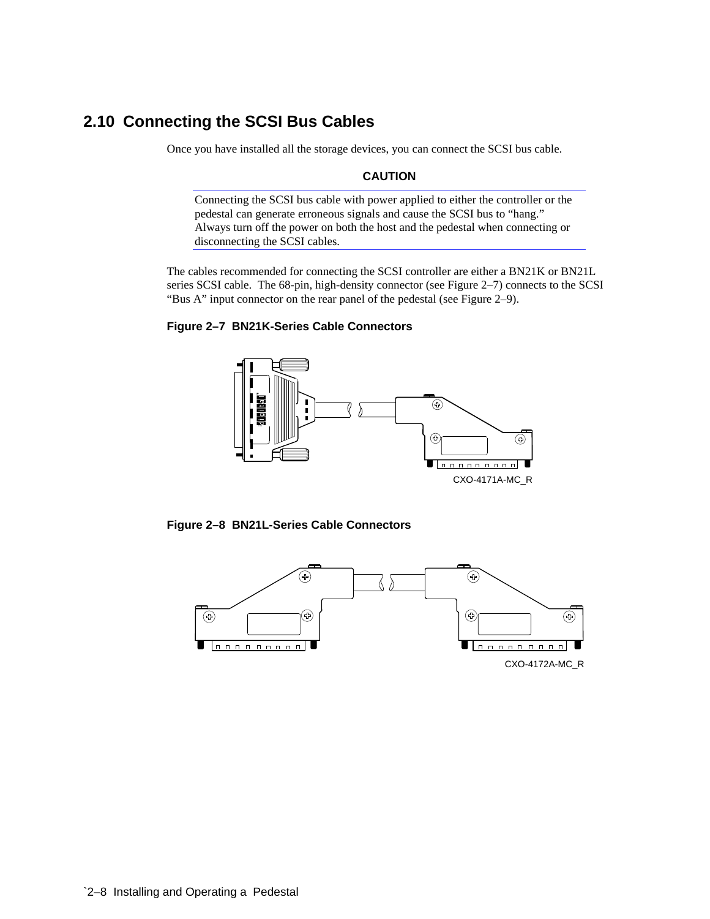## 2.10 Connecting the SCSI Bus Cables

Once you have installed all the storage devices, you can connect the SCSI bus cable.

**CAUTION**

Connecting the SCSI bus cable with power applied to either the controller or the pedestal can generate erroneous signals and cause the SCSI bus to "hang." Always turn off the power on both the host and the pedestal when connecting or disconnecting the SCSI cables.

The cables recommended for connecting the SCSI controller are either a BN21K or BN21L series SCSI cable. The 68-pin, high-density connector (see Figure 2–7) connects to the SCSI "Bus A" input connector on the rear panel of the pedestal (see Figure 2–9).

**Figure 2–7 BN21K-Series Cable Connectors**

CXO-4171A-MC_R

**Figure 2–8 BN21L-Series Cable Connectors**

CXO-4172A-MC_R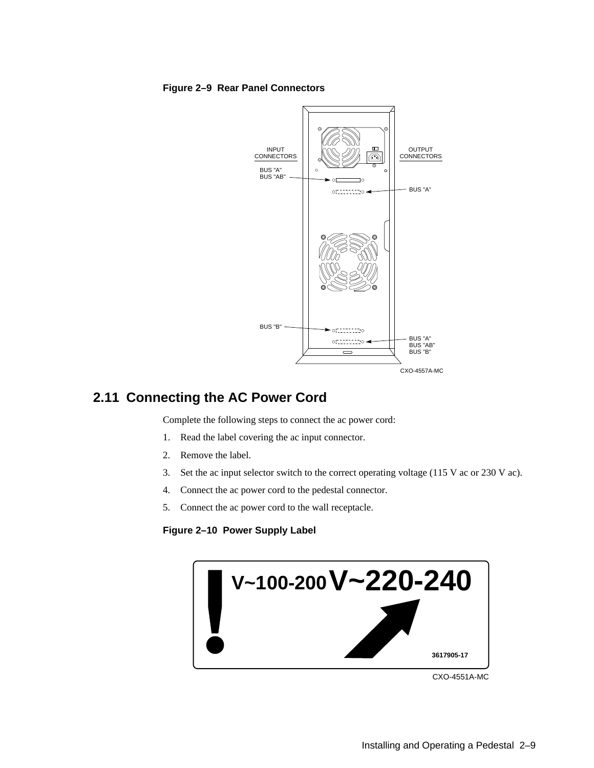**Figure 2–9 Rear Panel Connectors**

INPUT CONNECTORS

OUTPUT CONNECTORS

BUS "A"
BUS "AB"

BUS "A"

BUS "B"

BUS "A"
BUS "AB"
BUS "B"

CXO-4557A-MC

## 2.11 Connecting the AC Power Cord

Complete the following steps to connect the ac power cord:

1. Read the label covering the ac input connector.
2. Remove the label.
3. Set the ac input selector switch to the correct operating voltage (115 V ac or 230 V ac).
4. Connect the ac power cord to the pedestal connector.
5. Connect the ac power cord to the wall receptacle.

**Figure 2–10 Power Supply Label**

V~100-200 V~220-240

3617905-17

CXO-4551A-MC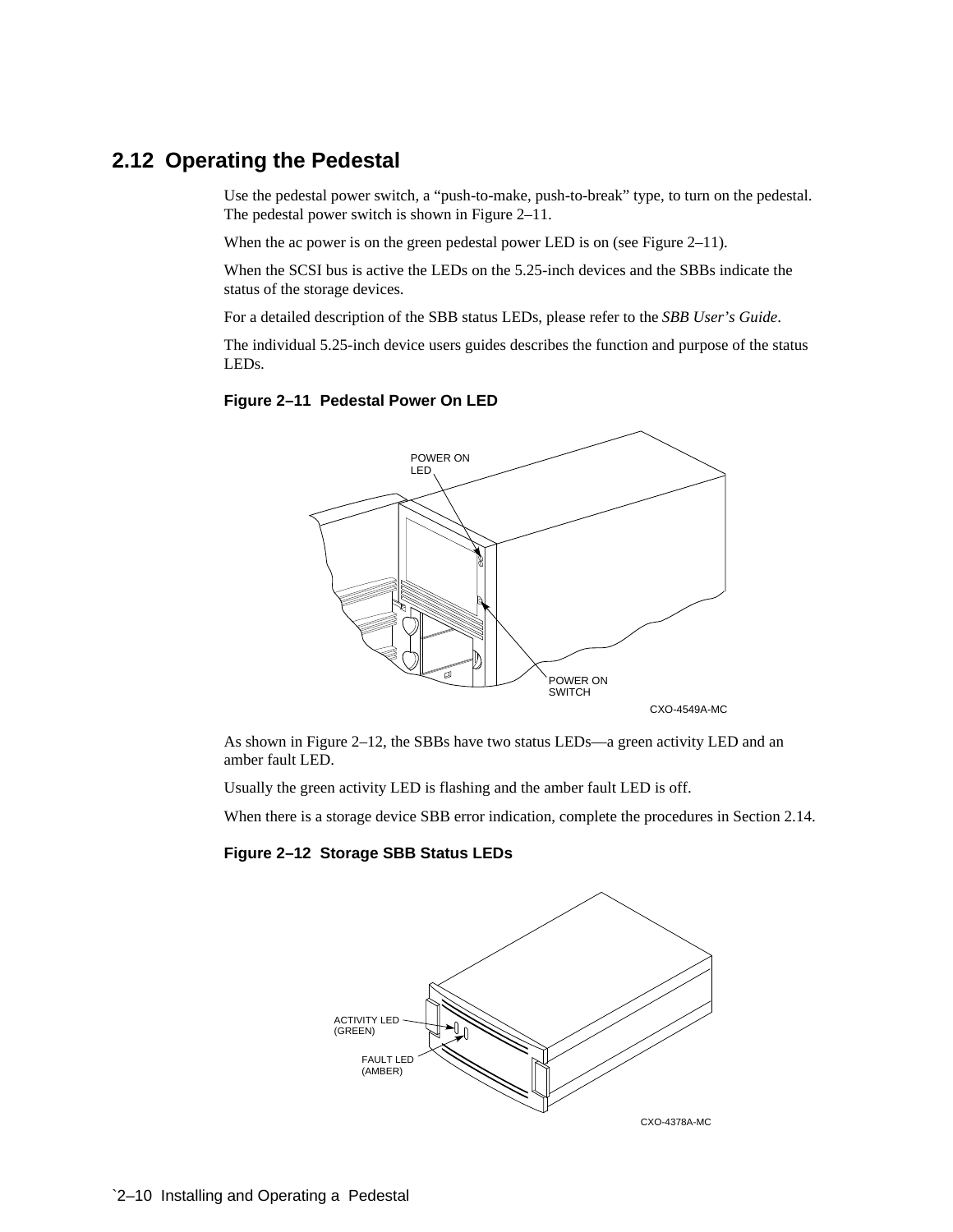## 2.12 Operating the Pedestal

Use the pedestal power switch, a “push-to-make, push-to-break” type, to turn on the pedestal. The pedestal power switch is shown in Figure 2–11.

When the ac power is on the green pedestal power LED is on (see Figure 2–11).

When the SCSI bus is active the LEDs on the 5.25-inch devices and the SBBs indicate the status of the storage devices.

For a detailed description of the SBB status LEDs, please refer to the *SBB User’s Guide*.

The individual 5.25-inch device users guides describes the function and purpose of the status LEDs.

**Figure 2–11 Pedestal Power On LED**

POWER ON LED

POWER ON SWITCH

CXO-4549A-MC

As shown in Figure 2–12, the SBBs have two status LEDs—a green activity LED and an amber fault LED.

Usually the green activity LED is flashing and the amber fault LED is off.

When there is a storage device SBB error indication, complete the procedures in Section 2.14.

**Figure 2–12 Storage SBB Status LEDs**

ACTIVITY LED (GREEN)

FAULT LED (AMBER)

CXO-4378A-MC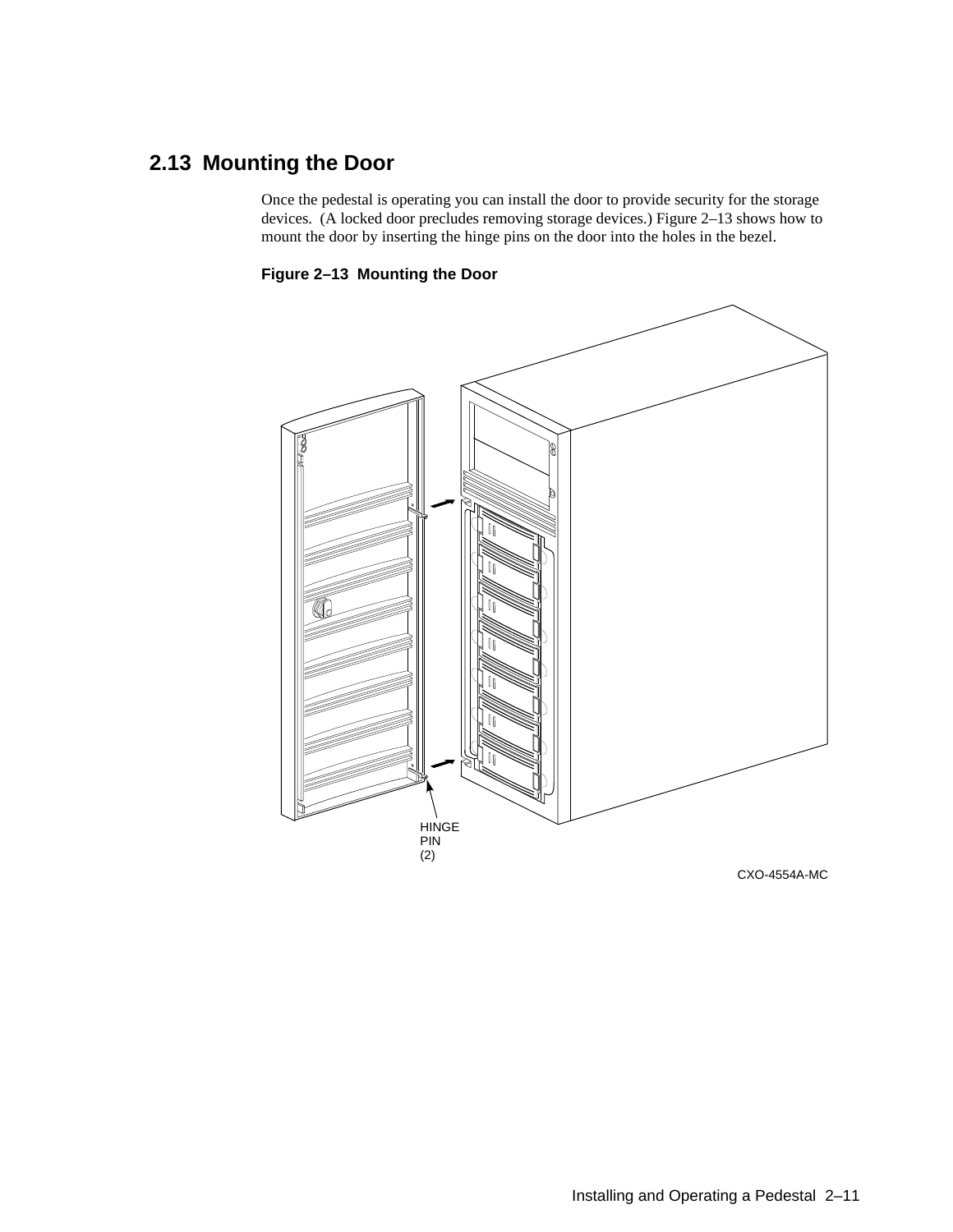## 2.13 Mounting the Door

Once the pedestal is operating you can install the door to provide security for the storage devices. (A locked door precludes removing storage devices.) Figure 2–13 shows how to mount the door by inserting the hinge pins on the door into the holes in the bezel.

**Figure 2–13 Mounting the Door**

HINGE PIN (2)

CXO-4554A-MC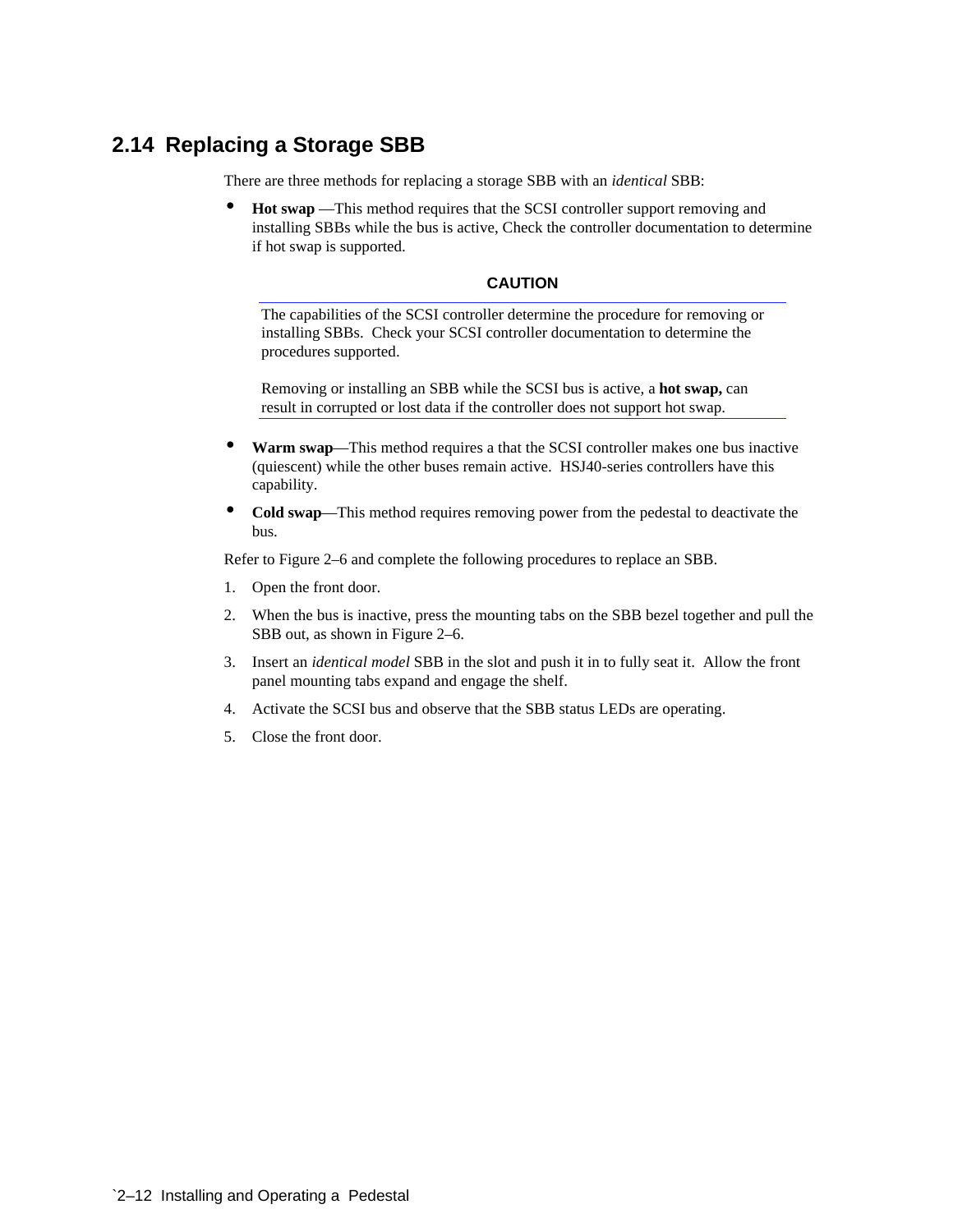## 2.14 Replacing a Storage SBB

There are three methods for replacing a storage SBB with an *identical* SBB:

- **Hot swap** —This method requires that the SCSI controller support removing and installing SBBs while the bus is active, Check the controller documentation to determine if hot swap is supported.

**CAUTION**

The capabilities of the SCSI controller determine the procedure for removing or installing SBBs. Check your SCSI controller documentation to determine the procedures supported.

Removing or installing an SBB while the SCSI bus is active, a **hot swap,** can result in corrupted or lost data if the controller does not support hot swap.

- **Warm swap**—This method requires a that the SCSI controller makes one bus inactive (quiescent) while the other buses remain active. HSJ40-series controllers have this capability.
- **Cold swap**—This method requires removing power from the pedestal to deactivate the bus.

Refer to Figure 2–6 and complete the following procedures to replace an SBB.

1. Open the front door.
2. When the bus is inactive, press the mounting tabs on the SBB bezel together and pull the SBB out, as shown in Figure 2–6.
3. Insert an *identical model* SBB in the slot and push it in to fully seat it. Allow the front panel mounting tabs expand and engage the shelf.
4. Activate the SCSI bus and observe that the SBB status LEDs are operating.
5. Close the front door.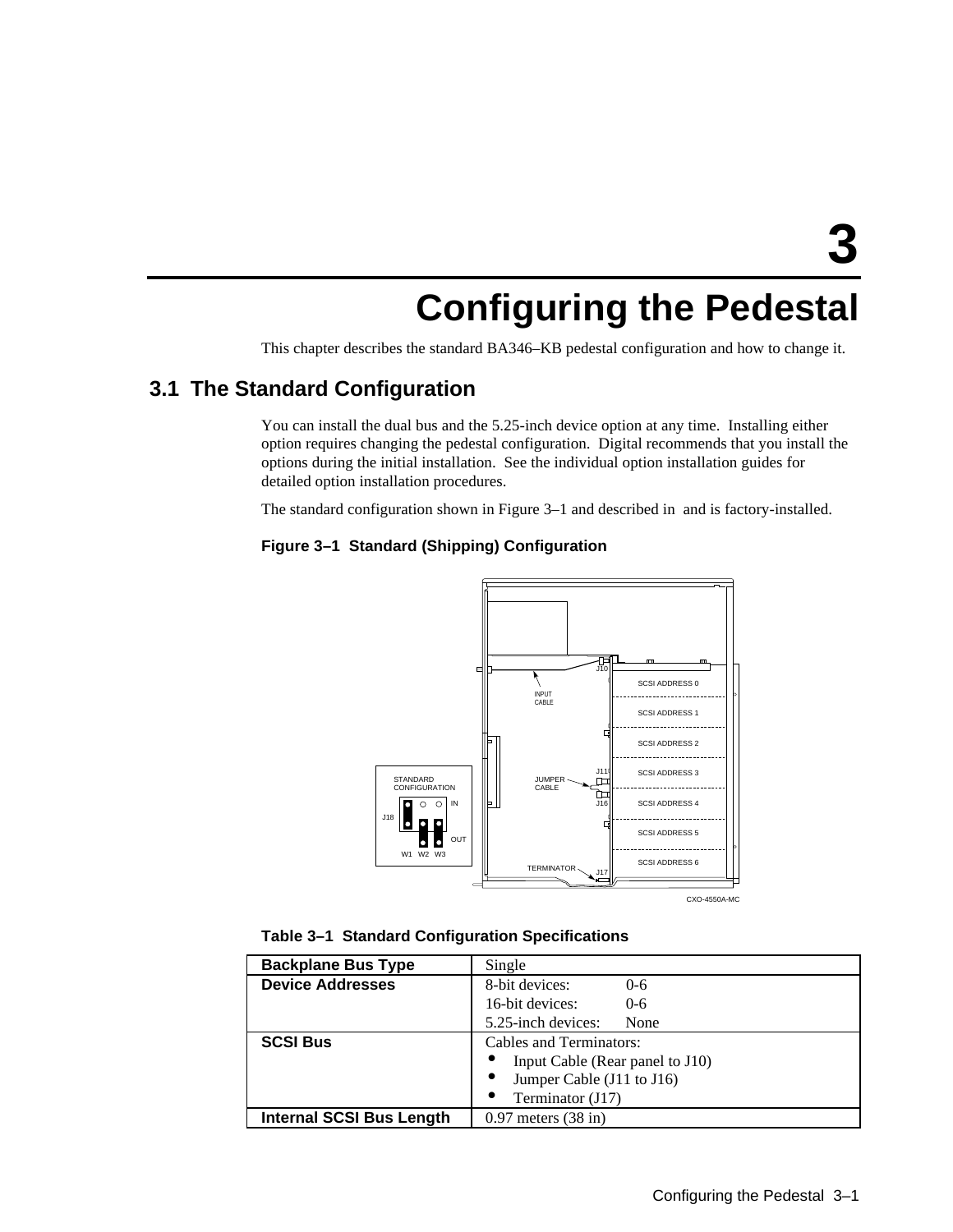# 3

# Configuring the Pedestal

This chapter describes the standard BA346–KB pedestal configuration and how to change it.

## 3.1 The Standard Configuration

You can install the dual bus and the 5.25-inch device option at any time. Installing either option requires changing the pedestal configuration. Digital recommends that you install the options during the initial installation. See the individual option installation guides for detailed option installation procedures.

The standard configuration shown in Figure 3–1 and described in and is factory-installed.

**Figure 3–1 Standard (Shipping) Configuration**

**Table 3–1 Standard Configuration Specifications**

| **Backplane Bus Type** | Single |
|---|---|
| **Device Addresses** | 8-bit devices: 0-6<br>16-bit devices: 0-6<br>5.25-inch devices: None |
| **SCSI Bus** | Cables and Terminators:<br>• Input Cable (Rear panel to J10)<br>• Jumper Cable (J11 to J16)<br>• Terminator (J17) |
| **Internal SCSI Bus Length** | 0.97 meters (38 in) |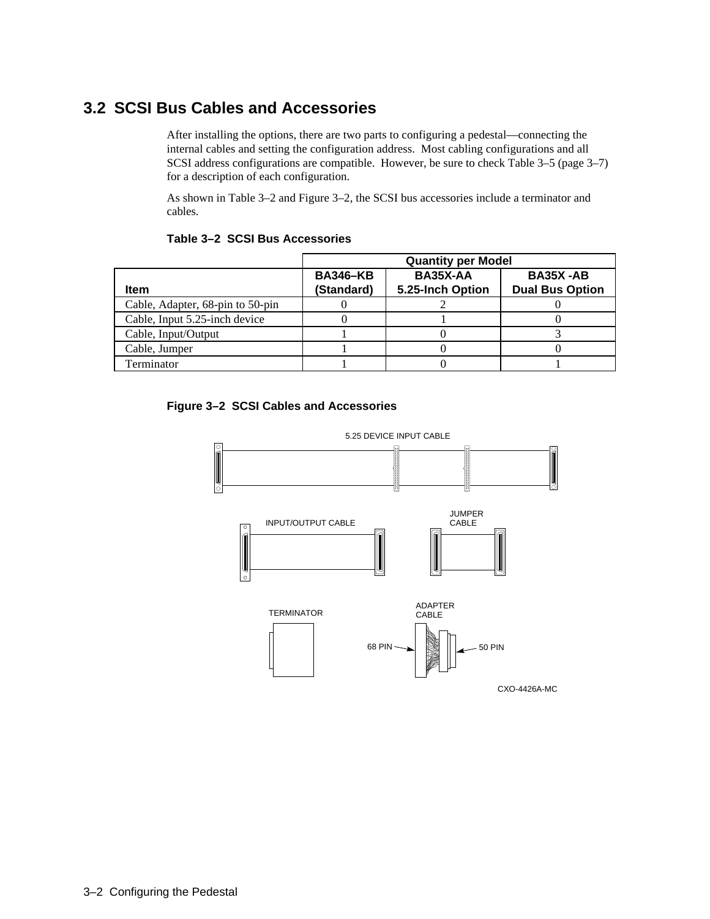## 3.2 SCSI Bus Cables and Accessories

After installing the options, there are two parts to configuring a pedestal—connecting the internal cables and setting the configuration address. Most cabling configurations and all SCSI address configurations are compatible. However, be sure to check Table 3–5 (page 3–7) for a description of each configuration.

As shown in Table 3–2 and Figure 3–2, the SCSI bus accessories include a terminator and cables.

**Table 3–2 SCSI Bus Accessories**

| | Quantity per Model | | |
|---|---|---|---|
| **Item** | **BA346–KB (Standard)** | **BA35X-AA 5.25-Inch Option** | **BA35X -AB Dual Bus Option** |
| Cable, Adapter, 68-pin to 50-pin | 0 | 2 | 0 |
| Cable, Input 5.25-inch device | 0 | 1 | 0 |
| Cable, Input/Output | 1 | 0 | 3 |
| Cable, Jumper | 1 | 0 | 0 |
| Terminator | 1 | 0 | 1 |

**Figure 3–2 SCSI Cables and Accessories**

5.25 DEVICE INPUT CABLE

INPUT/OUTPUT CABLE

JUMPER CABLE

TERMINATOR

ADAPTER CABLE

68 PIN

50 PIN

CXO-4426A-MC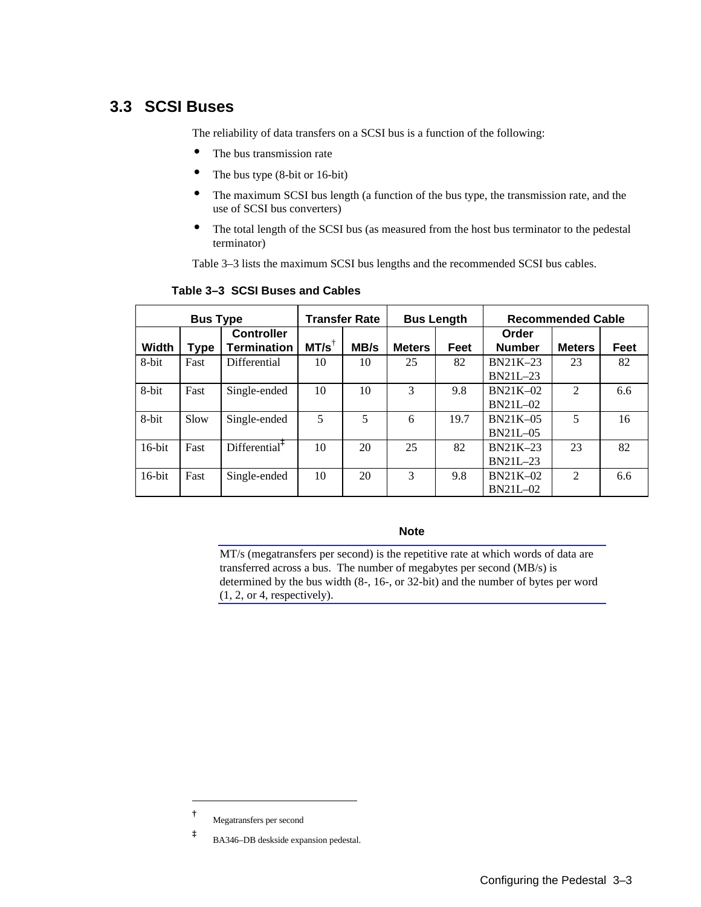## 3.3 SCSI Buses

The reliability of data transfers on a SCSI bus is a function of the following:

- The bus transmission rate
- The bus type (8-bit or 16-bit)
- The maximum SCSI bus length (a function of the bus type, the transmission rate, and the use of SCSI bus converters)
- The total length of the SCSI bus (as measured from the host bus terminator to the pedestal terminator)

Table 3–3 lists the maximum SCSI bus lengths and the recommended SCSI bus cables.

**Table 3–3 SCSI Buses and Cables**

| Bus Type | | | Transfer Rate | | Bus Length | | Recommended Cable | | |
|---|---|---|---|---|---|---|---|---|---|
| Width | Type | Controller Termination | MT/s† | MB/s | Meters | Feet | Order Number | Meters | Feet |
| 8-bit | Fast | Differential | 10 | 10 | 25 | 82 | BN21K–23 BN21L–23 | 23 | 82 |
| 8-bit | Fast | Single-ended | 10 | 10 | 3 | 9.8 | BN21K–02 BN21L–02 | 2 | 6.6 |
| 8-bit | Slow | Single-ended | 5 | 5 | 6 | 19.7 | BN21K–05 BN21L–05 | 5 | 16 |
| 16-bit | Fast | Differential‡ | 10 | 20 | 25 | 82 | BN21K–23 BN21L–23 | 23 | 82 |
| 16-bit | Fast | Single-ended | 10 | 20 | 3 | 9.8 | BN21K–02 BN21L–02 | 2 | 6.6 |

**Note**

MT/s (megatransfers per second) is the repetitive rate at which words of data are transferred across a bus. The number of megabytes per second (MB/s) is determined by the bus width (8-, 16-, or 32-bit) and the number of bytes per word (1, 2, or 4, respectively).

† Megatransfers per second

‡ BA346–DB deskside expansion pedestal.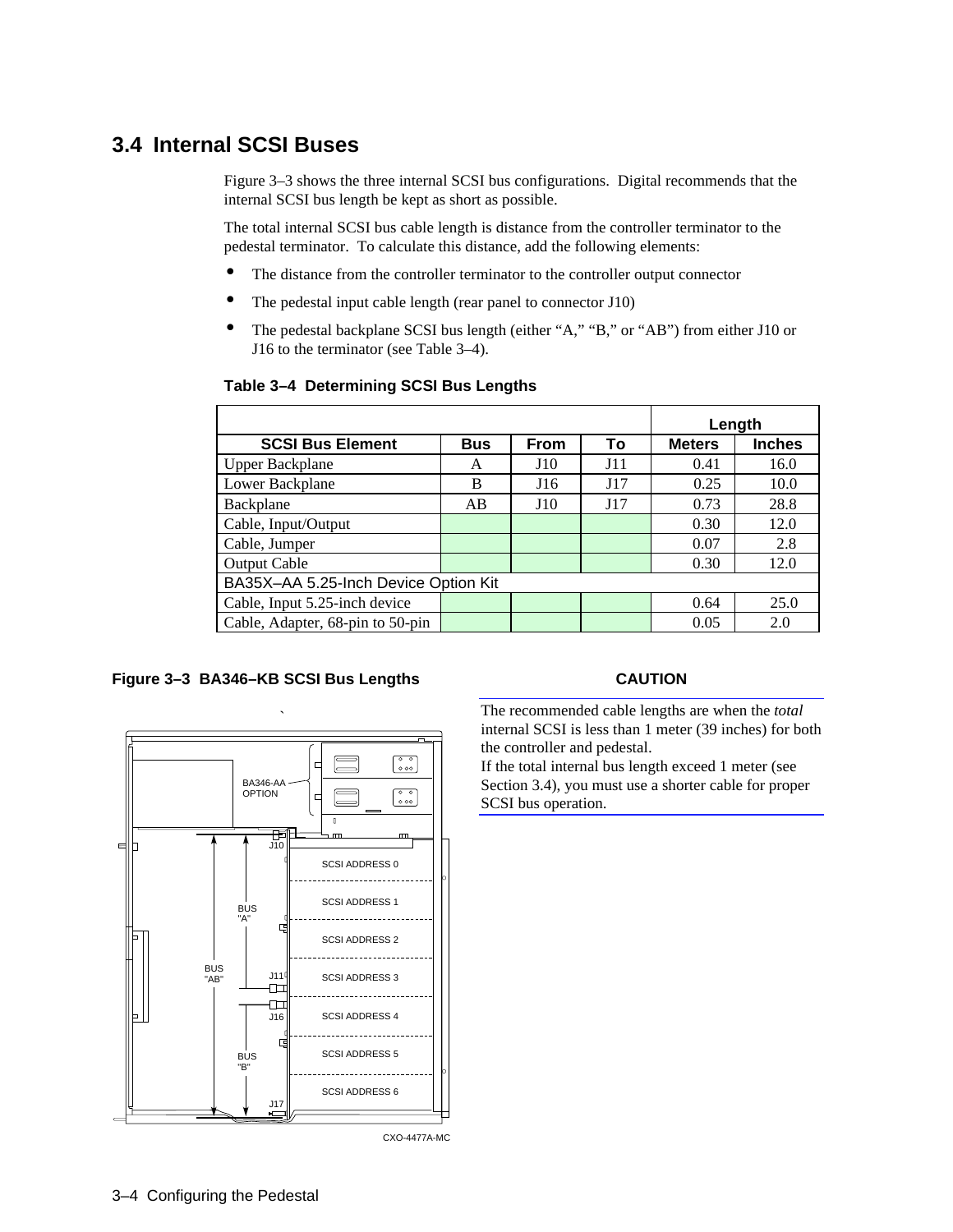## 3.4 Internal SCSI Buses

Figure 3–3 shows the three internal SCSI bus configurations. Digital recommends that the internal SCSI bus length be kept as short as possible.

The total internal SCSI bus cable length is distance from the controller terminator to the pedestal terminator. To calculate this distance, add the following elements:

- The distance from the controller terminator to the controller output connector
- The pedestal input cable length (rear panel to connector J10)
- The pedestal backplane SCSI bus length (either “A,” “B,” or “AB”) from either J10 or J16 to the terminator (see Table 3–4).

**Table 3–4 Determining SCSI Bus Lengths**

| | | | | Length | |
|---|---|---|---|---|---|
| **SCSI Bus Element** | **Bus** | **From** | **To** | **Meters** | **Inches** |
| Upper Backplane | A | J10 | J11 | 0.41 | 16.0 |
| Lower Backplane | B | J16 | J17 | 0.25 | 10.0 |
| Backplane | AB | J10 | J17 | 0.73 | 28.8 |
| Cable, Input/Output | | | | 0.30 | 12.0 |
| Cable, Jumper | | | | 0.07 | 2.8 |
| Output Cable | | | | 0.30 | 12.0 |
| BA35X–AA 5.25-Inch Device Option Kit | | | | | |
| Cable, Input 5.25-inch device | | | | 0.64 | 25.0 |
| Cable, Adapter, 68-pin to 50-pin | | | | 0.05 | 2.0 |

**Figure 3–3 BA346–KB SCSI Bus Lengths**

**CAUTION**

The recommended cable lengths are when the *total* internal SCSI is less than 1 meter (39 inches) for both the controller and pedestal.
If the total internal bus length exceed 1 meter (see Section 3.4), you must use a shorter cable for proper SCSI bus operation.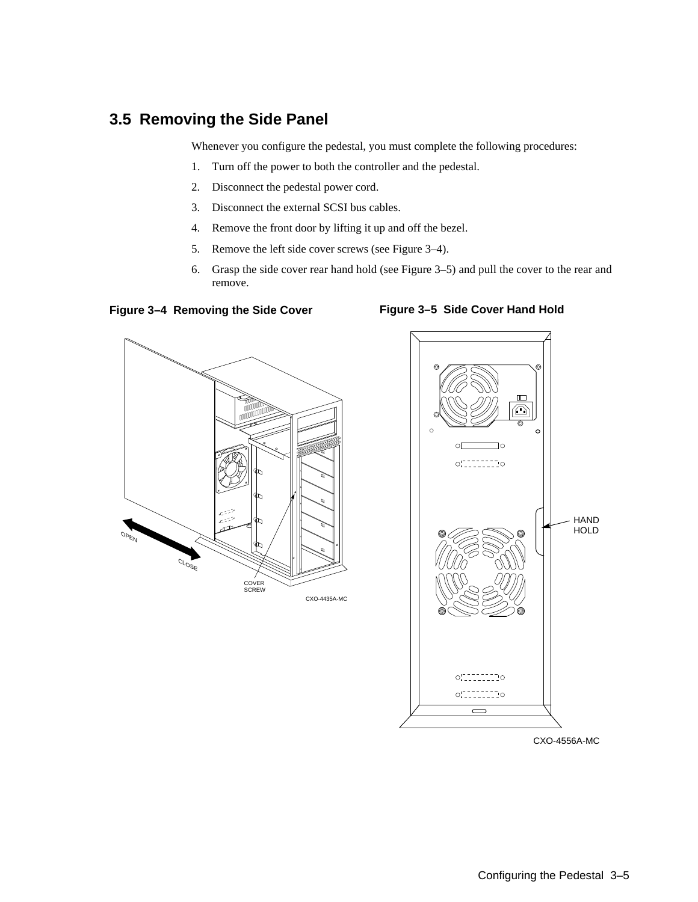## 3.5 Removing the Side Panel

Whenever you configure the pedestal, you must complete the following procedures:

1. Turn off the power to both the controller and the pedestal.
2. Disconnect the pedestal power cord.
3. Disconnect the external SCSI bus cables.
4. Remove the front door by lifting it up and off the bezel.
5. Remove the left side cover screws (see Figure 3–4).
6. Grasp the side cover rear hand hold (see Figure 3–5) and pull the cover to the rear and remove.

**Figure 3–4 Removing the Side Cover**

**Figure 3–5 Side Cover Hand Hold**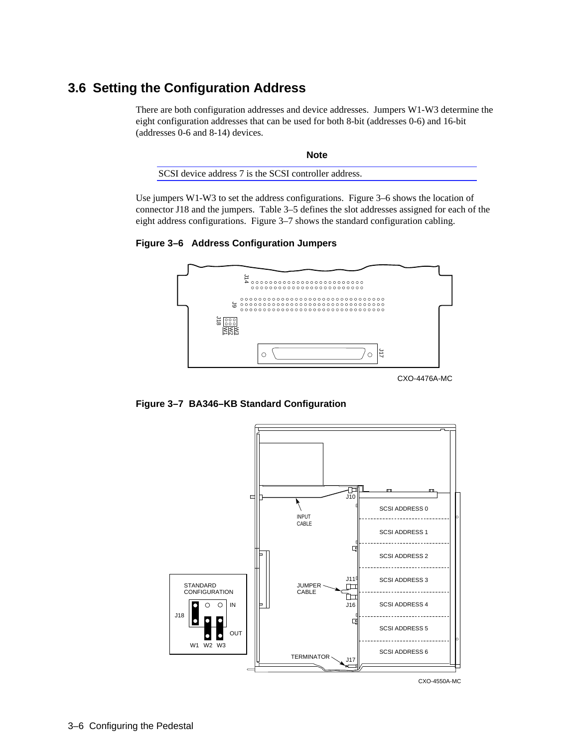## 3.6 Setting the Configuration Address

There are both configuration addresses and device addresses. Jumpers W1-W3 determine the eight configuration addresses that can be used for both 8-bit (addresses 0-6) and 16-bit (addresses 0-6 and 8-14) devices.

**Note**

SCSI device address 7 is the SCSI controller address.

Use jumpers W1-W3 to set the address configurations. Figure 3–6 shows the location of connector J18 and the jumpers. Table 3–5 defines the slot addresses assigned for each of the eight address configurations. Figure 3–7 shows the standard configuration cabling.

**Figure 3–6 Address Configuration Jumpers**

CXO-4476A-MC

**Figure 3–7 BA346–KB Standard Configuration**

CXO-4550A-MC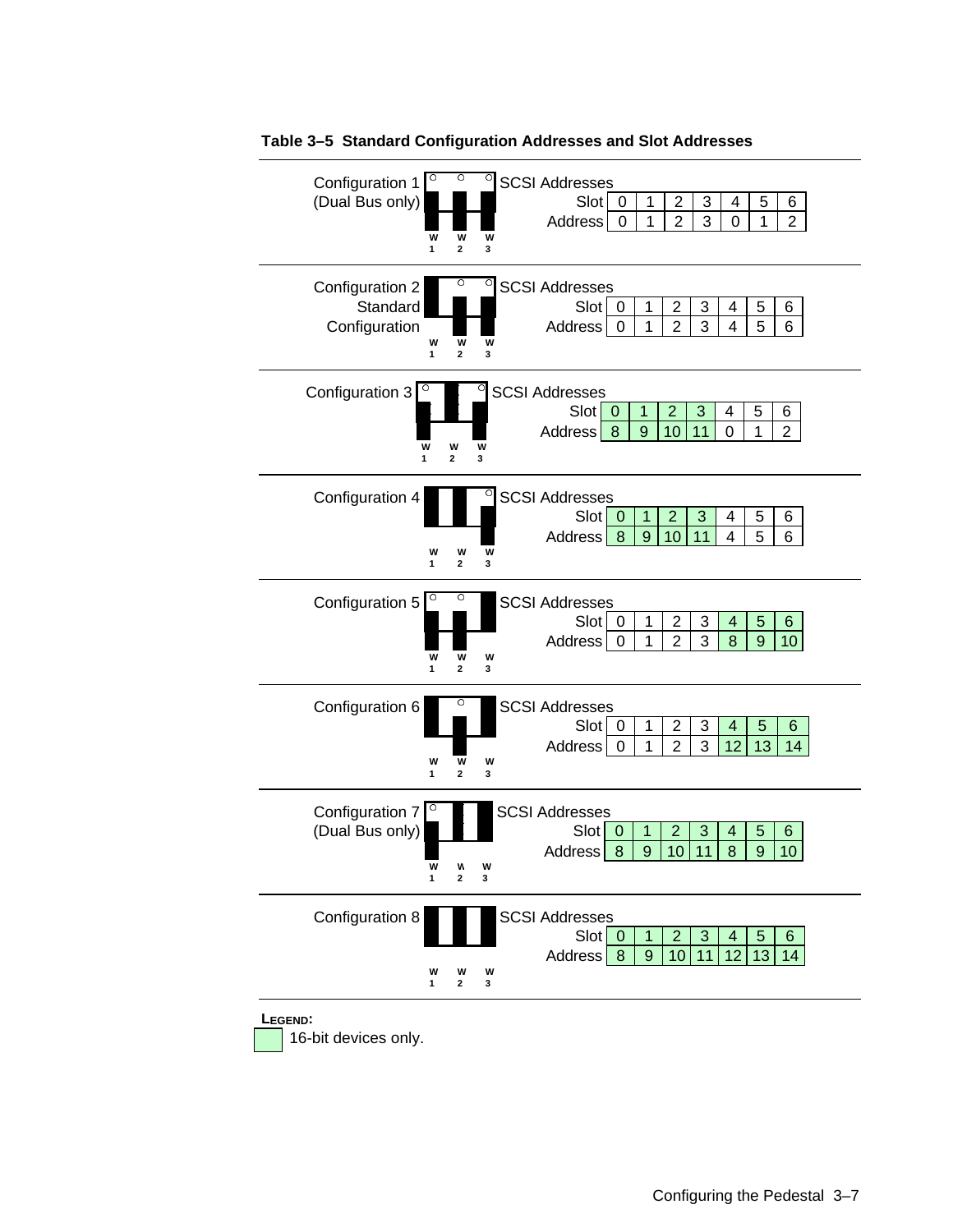**Table 3–5 Standard Configuration Addresses and Slot Addresses**

**Configuration 1 (Dual Bus only)** — Jumpers: W1, W2, W3

SCSI Addresses

| Slot | 0 | 1 | 2 | 3 | 4 | 5 | 6 |
|---|---|---|---|---|---|---|---|
| Address | 0 | 1 | 2 | 3 | 0 | 1 | 2 |

**Configuration 2 Standard Configuration** — Jumpers: W1, W2, W3

SCSI Addresses

| Slot | 0 | 1 | 2 | 3 | 4 | 5 | 6 |
|---|---|---|---|---|---|---|---|
| Address | 0 | 1 | 2 | 3 | 4 | 5 | 6 |

**Configuration 3** — Jumpers: W1, W2, W3

SCSI Addresses

| Slot | 0* | 1* | 2* | 3* | 4 | 5 | 6 |
|---|---|---|---|---|---|---|---|
| Address | 8* | 9* | 10* | 11* | 0 | 1 | 2 |

**Configuration 4** — Jumpers: W1, W2, W3

SCSI Addresses

| Slot | 0* | 1* | 2* | 3* | 4 | 5 | 6 |
|---|---|---|---|---|---|---|---|
| Address | 8* | 9* | 10* | 11* | 4 | 5 | 6 |

**Configuration 5** — Jumpers: W1, W2, W3

SCSI Addresses

| Slot | 0 | 1 | 2 | 3 | 4* | 5* | 6* |
|---|---|---|---|---|---|---|---|
| Address | 0 | 1 | 2 | 3 | 8* | 9* | 10* |

**Configuration 6** — Jumpers: W1, W2, W3

SCSI Addresses

| Slot | 0 | 1 | 2 | 3 | 4* | 5* | 6* |
|---|---|---|---|---|---|---|---|
| Address | 0 | 1 | 2 | 3 | 12* | 13* | 14* |

**Configuration 7 (Dual Bus only)** — Jumpers: W1, W2, W3

SCSI Addresses

| Slot | 0* | 1* | 2* | 3* | 4* | 5* | 6* |
|---|---|---|---|---|---|---|---|
| Address | 8* | 9* | 10* | 11* | 8* | 9* | 10* |

**Configuration 8** — Jumpers: W1, W2, W3

SCSI Addresses

| Slot | 0* | 1* | 2* | 3* | 4* | 5* | 6* |
|---|---|---|---|---|---|---|---|
| Address | 8* | 9* | 10* | 11* | 12* | 13* | 14* |

**LEGEND:**

\* (shaded) 16-bit devices only.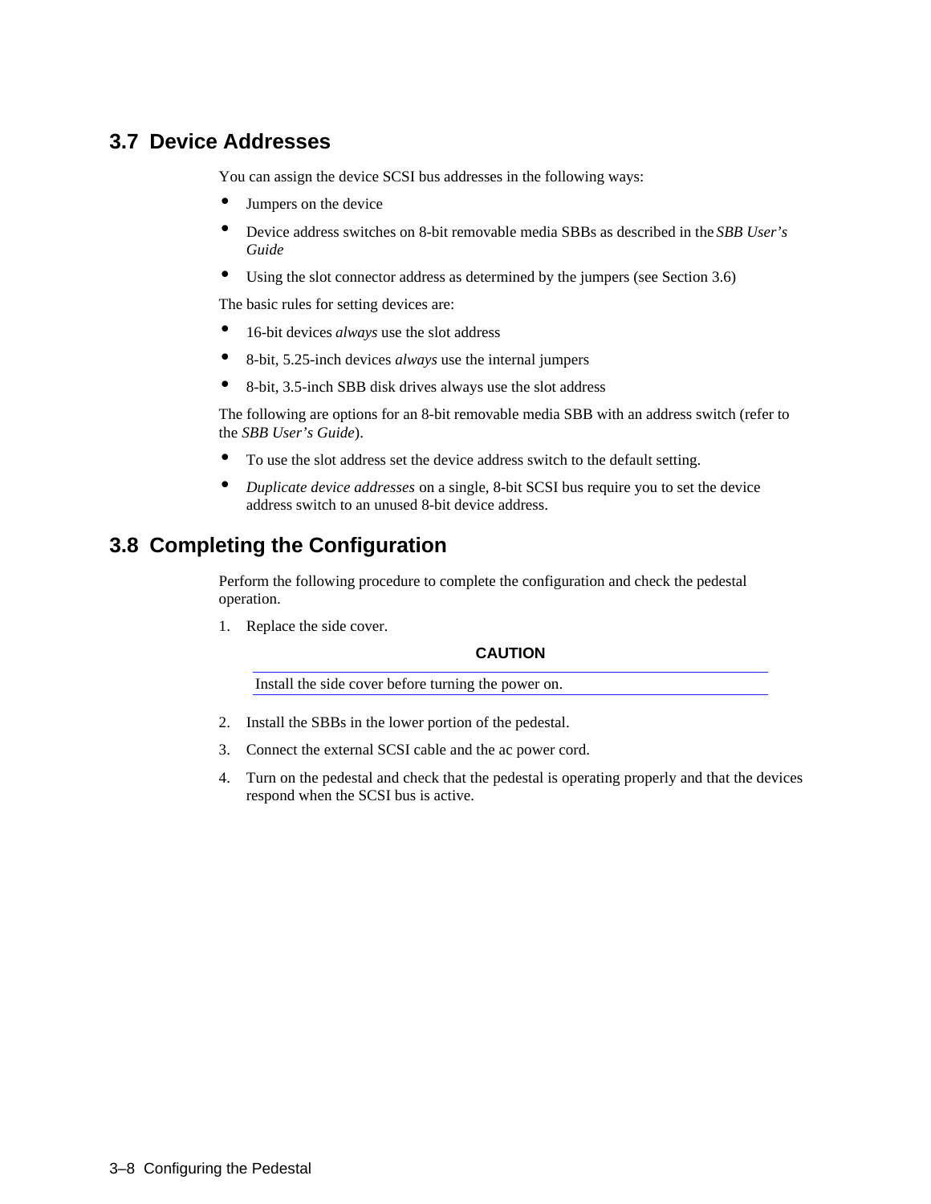## 3.7 Device Addresses

You can assign the device SCSI bus addresses in the following ways:

- Jumpers on the device
- Device address switches on 8-bit removable media SBBs as described in the *SBB User's Guide*
- Using the slot connector address as determined by the jumpers (see Section 3.6)

The basic rules for setting devices are:

- 16-bit devices *always* use the slot address
- 8-bit, 5.25-inch devices *always* use the internal jumpers
- 8-bit, 3.5-inch SBB disk drives always use the slot address

The following are options for an 8-bit removable media SBB with an address switch (refer to the *SBB User's Guide*).

- To use the slot address set the device address switch to the default setting.
- *Duplicate device addresses* on a single, 8-bit SCSI bus require you to set the device address switch to an unused 8-bit device address.

## 3.8 Completing the Configuration

Perform the following procedure to complete the configuration and check the pedestal operation.

1. Replace the side cover.

**CAUTION**

Install the side cover before turning the power on.

2. Install the SBBs in the lower portion of the pedestal.
3. Connect the external SCSI cable and the ac power cord.
4. Turn on the pedestal and check that the pedestal is operating properly and that the devices respond when the SCSI bus is active.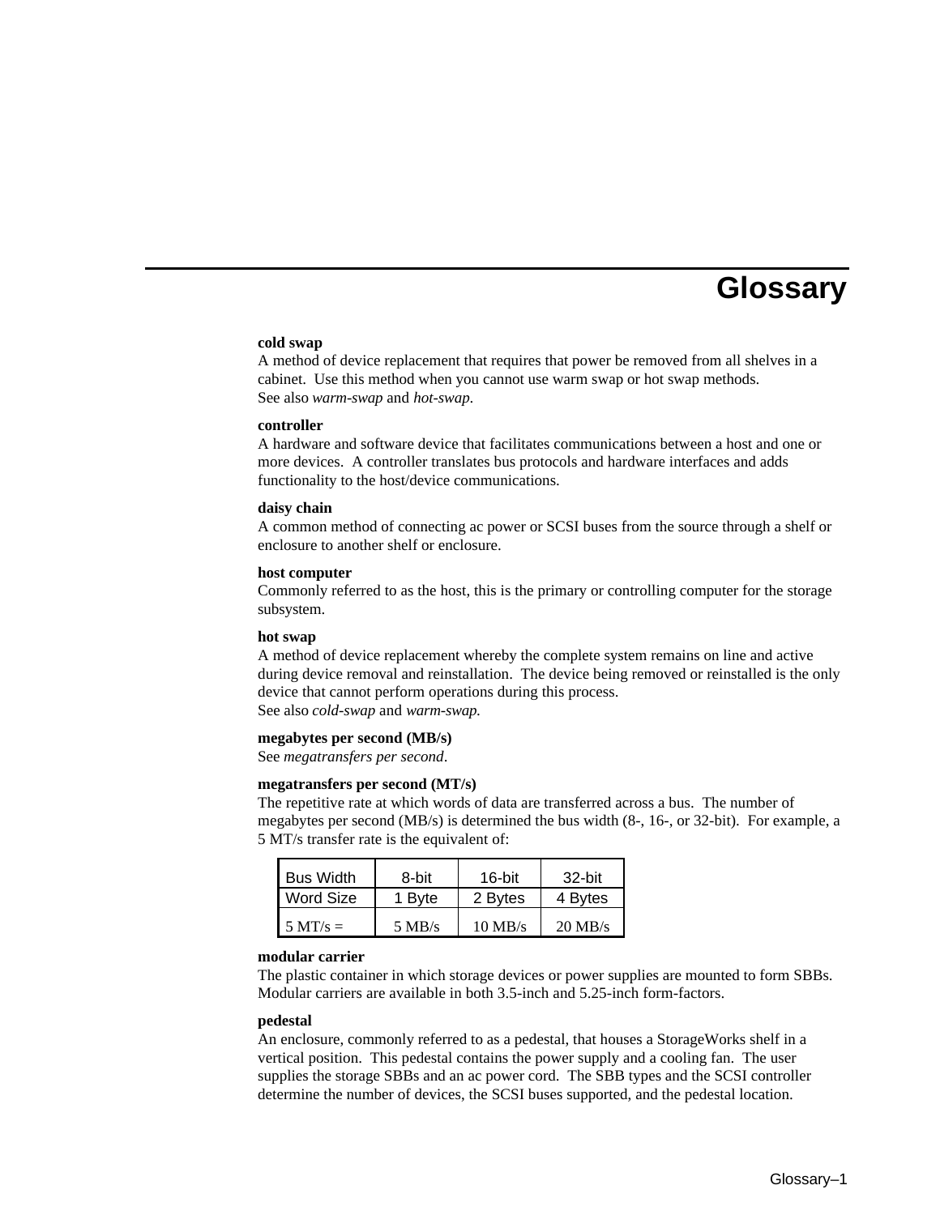# Glossary

**cold swap**
A method of device replacement that requires that power be removed from all shelves in a cabinet. Use this method when you cannot use warm swap or hot swap methods.
See also *warm-swap* and *hot-swap*.

**controller**
A hardware and software device that facilitates communications between a host and one or more devices. A controller translates bus protocols and hardware interfaces and adds functionality to the host/device communications.

**daisy chain**
A common method of connecting ac power or SCSI buses from the source through a shelf or enclosure to another shelf or enclosure.

**host computer**
Commonly referred to as the host, this is the primary or controlling computer for the storage subsystem.

**hot swap**
A method of device replacement whereby the complete system remains on line and active during device removal and reinstallation. The device being removed or reinstalled is the only device that cannot perform operations during this process.
See also *cold-swap* and *warm-swap.*

**megabytes per second (MB/s)**
See *megatransfers per second*.

**megatransfers per second (MT/s)**
The repetitive rate at which words of data are transferred across a bus. The number of megabytes per second (MB/s) is determined the bus width (8-, 16-, or 32-bit). For example, a 5 MT/s transfer rate is the equivalent of:

| Bus Width | 8-bit | 16-bit | 32-bit |
|---|---|---|---|
| Word Size | 1 Byte | 2 Bytes | 4 Bytes |
| 5 MT/s = | 5 MB/s | 10 MB/s | 20 MB/s |

**modular carrier**
The plastic container in which storage devices or power supplies are mounted to form SBBs. Modular carriers are available in both 3.5-inch and 5.25-inch form-factors.

**pedestal**
An enclosure, commonly referred to as a pedestal, that houses a StorageWorks shelf in a vertical position. This pedestal contains the power supply and a cooling fan. The user supplies the storage SBBs and an ac power cord. The SBB types and the SCSI controller determine the number of devices, the SCSI buses supported, and the pedestal location.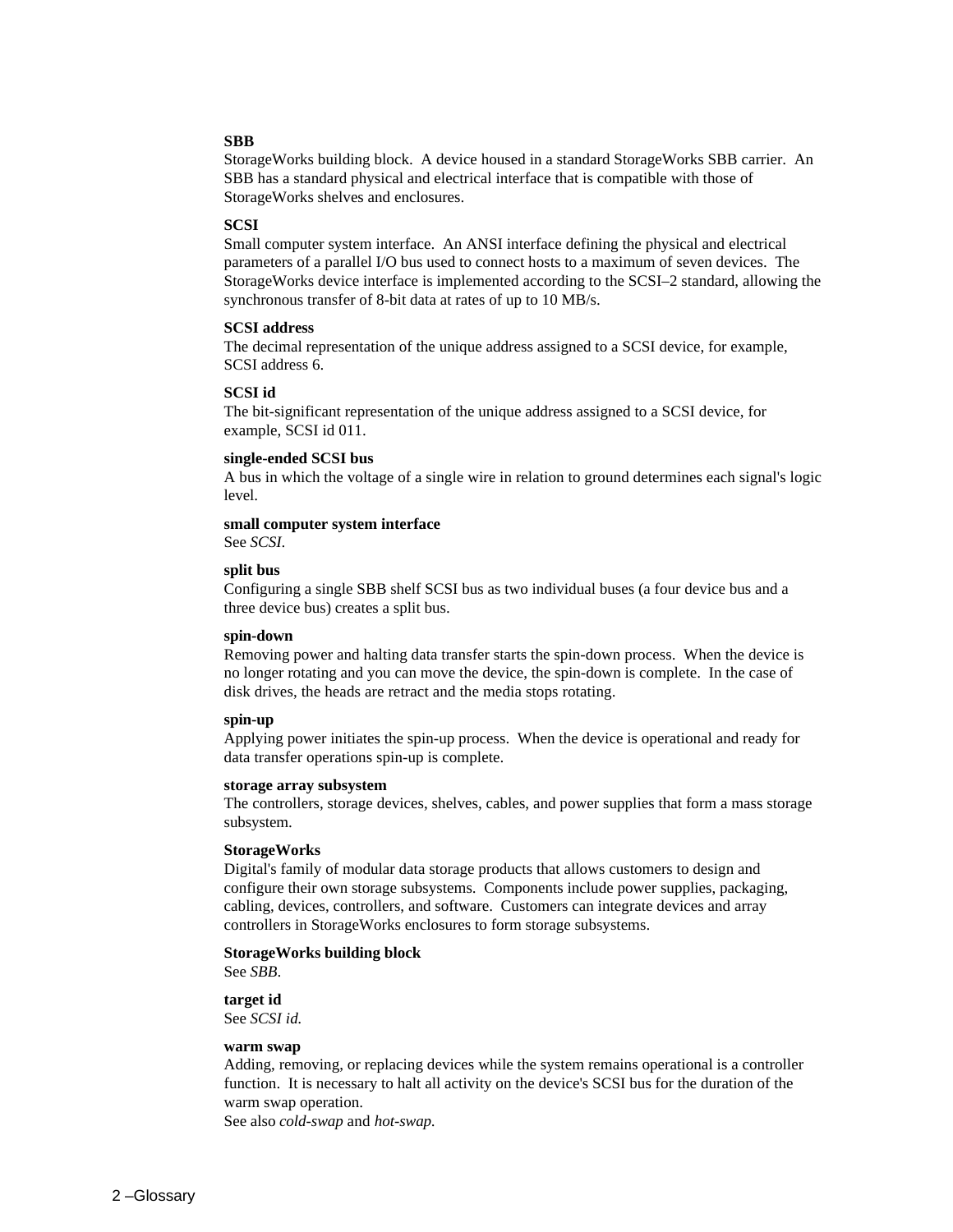**SBB**
StorageWorks building block. A device housed in a standard StorageWorks SBB carrier. An SBB has a standard physical and electrical interface that is compatible with those of StorageWorks shelves and enclosures.

**SCSI**
Small computer system interface. An ANSI interface defining the physical and electrical parameters of a parallel I/O bus used to connect hosts to a maximum of seven devices. The StorageWorks device interface is implemented according to the SCSI–2 standard, allowing the synchronous transfer of 8-bit data at rates of up to 10 MB/s.

**SCSI address**
The decimal representation of the unique address assigned to a SCSI device, for example, SCSI address 6.

**SCSI id**
The bit-significant representation of the unique address assigned to a SCSI device, for example, SCSI id 011.

**single-ended SCSI bus**
A bus in which the voltage of a single wire in relation to ground determines each signal's logic level.

**small computer system interface**
See *SCSI*.

**split bus**
Configuring a single SBB shelf SCSI bus as two individual buses (a four device bus and a three device bus) creates a split bus.

**spin-down**
Removing power and halting data transfer starts the spin-down process. When the device is no longer rotating and you can move the device, the spin-down is complete. In the case of disk drives, the heads are retract and the media stops rotating.

**spin-up**
Applying power initiates the spin-up process. When the device is operational and ready for data transfer operations spin-up is complete.

**storage array subsystem**
The controllers, storage devices, shelves, cables, and power supplies that form a mass storage subsystem.

**StorageWorks**
Digital's family of modular data storage products that allows customers to design and configure their own storage subsystems. Components include power supplies, packaging, cabling, devices, controllers, and software. Customers can integrate devices and array controllers in StorageWorks enclosures to form storage subsystems.

**StorageWorks building block**
See *SBB.*

**target id**
See *SCSI id.*

**warm swap**
Adding, removing, or replacing devices while the system remains operational is a controller function. It is necessary to halt all activity on the device's SCSI bus for the duration of the warm swap operation.
See also *cold-swap* and *hot-swap.*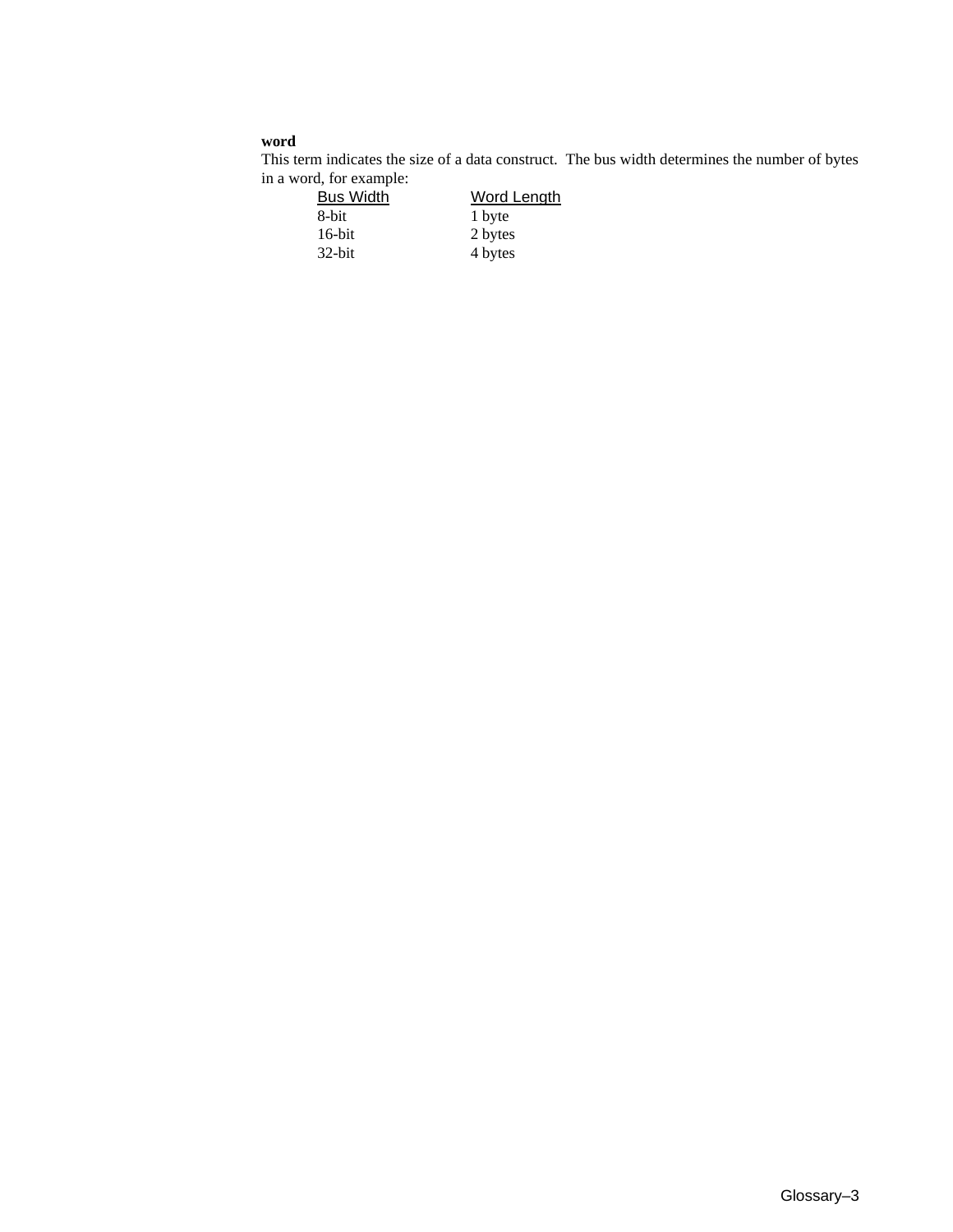**word**

This term indicates the size of a data construct. The bus width determines the number of bytes in a word, for example:

| Bus Width | Word Length |
|---|---|
| 8-bit | 1 byte |
| 16-bit | 2 bytes |
| 32-bit | 4 bytes |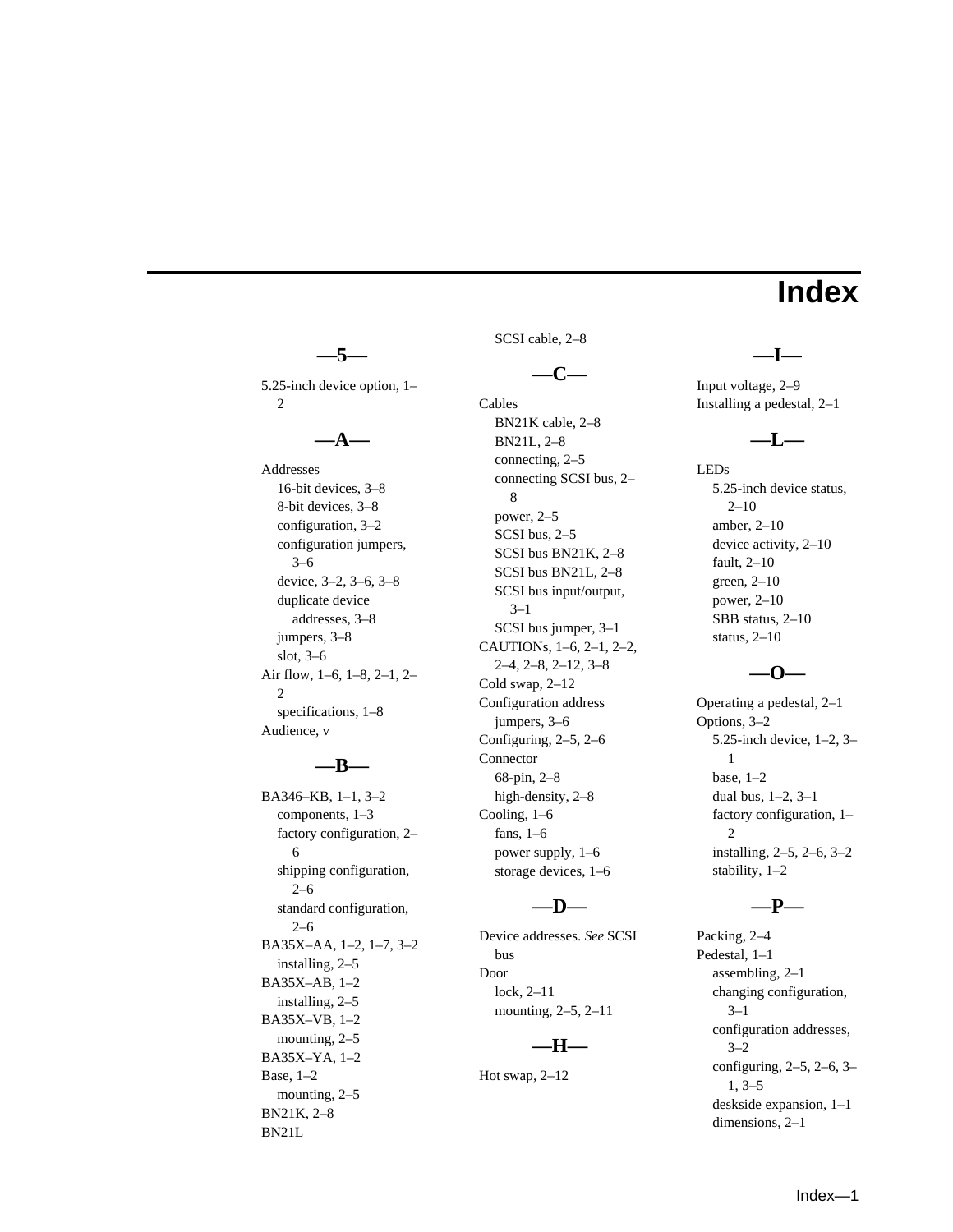# Index

## —5—

5.25-inch device option, 1–2

## —A—

Addresses
- 16-bit devices, 3–8
- 8-bit devices, 3–8
- configuration, 3–2
- configuration jumpers, 3–6
- device, 3–2, 3–6, 3–8
- duplicate device addresses, 3–8
- jumpers, 3–8
- slot, 3–6

Air flow, 1–6, 1–8, 2–1, 2–2
- specifications, 1–8

Audience, v

## —B—

BA346–KB, 1–1, 3–2
- components, 1–3
- factory configuration, 2–6
- shipping configuration, 2–6
- standard configuration, 2–6

BA35X–AA, 1–2, 1–7, 3–2
- installing, 2–5

BA35X–AB, 1–2
- installing, 2–5

BA35X–VB, 1–2
- mounting, 2–5

BA35X–YA, 1–2

Base, 1–2
- mounting, 2–5

BN21K, 2–8

BN21L
- SCSI cable, 2–8

## —C—

Cables
- BN21K cable, 2–8
- BN21L, 2–8
- connecting, 2–5
- connecting SCSI bus, 2–8
- power, 2–5
- SCSI bus, 2–5
- SCSI bus BN21K, 2–8
- SCSI bus BN21L, 2–8
- SCSI bus input/output, 3–1
- SCSI bus jumper, 3–1

CAUTIONs, 1–6, 2–1, 2–2, 2–4, 2–8, 2–12, 3–8

Cold swap, 2–12

Configuration address jumpers, 3–6

Configuring, 2–5, 2–6

Connector
- 68-pin, 2–8
- high-density, 2–8

Cooling, 1–6
- fans, 1–6
- power supply, 1–6
- storage devices, 1–6

## —D—

Device addresses. *See* SCSI bus

Door
- lock, 2–11
- mounting, 2–5, 2–11

## —H—

Hot swap, 2–12

## —I—

Input voltage, 2–9

Installing a pedestal, 2–1

## —L—

LEDs
- 5.25-inch device status, 2–10
- amber, 2–10
- device activity, 2–10
- fault, 2–10
- green, 2–10
- power, 2–10
- SBB status, 2–10
- status, 2–10

## —O—

Operating a pedestal, 2–1

Options, 3–2
- 5.25-inch device, 1–2, 3–1
- base, 1–2
- dual bus, 1–2, 3–1
- factory configuration, 1–2
- installing, 2–5, 2–6, 3–2
- stability, 1–2

## —P—

Packing, 2–4

Pedestal, 1–1
- assembling, 2–1
- changing configuration, 3–1
- configuration addresses, 3–2
- configuring, 2–5, 2–6, 3–1, 3–5
- deskside expansion, 1–1
- dimensions, 2–1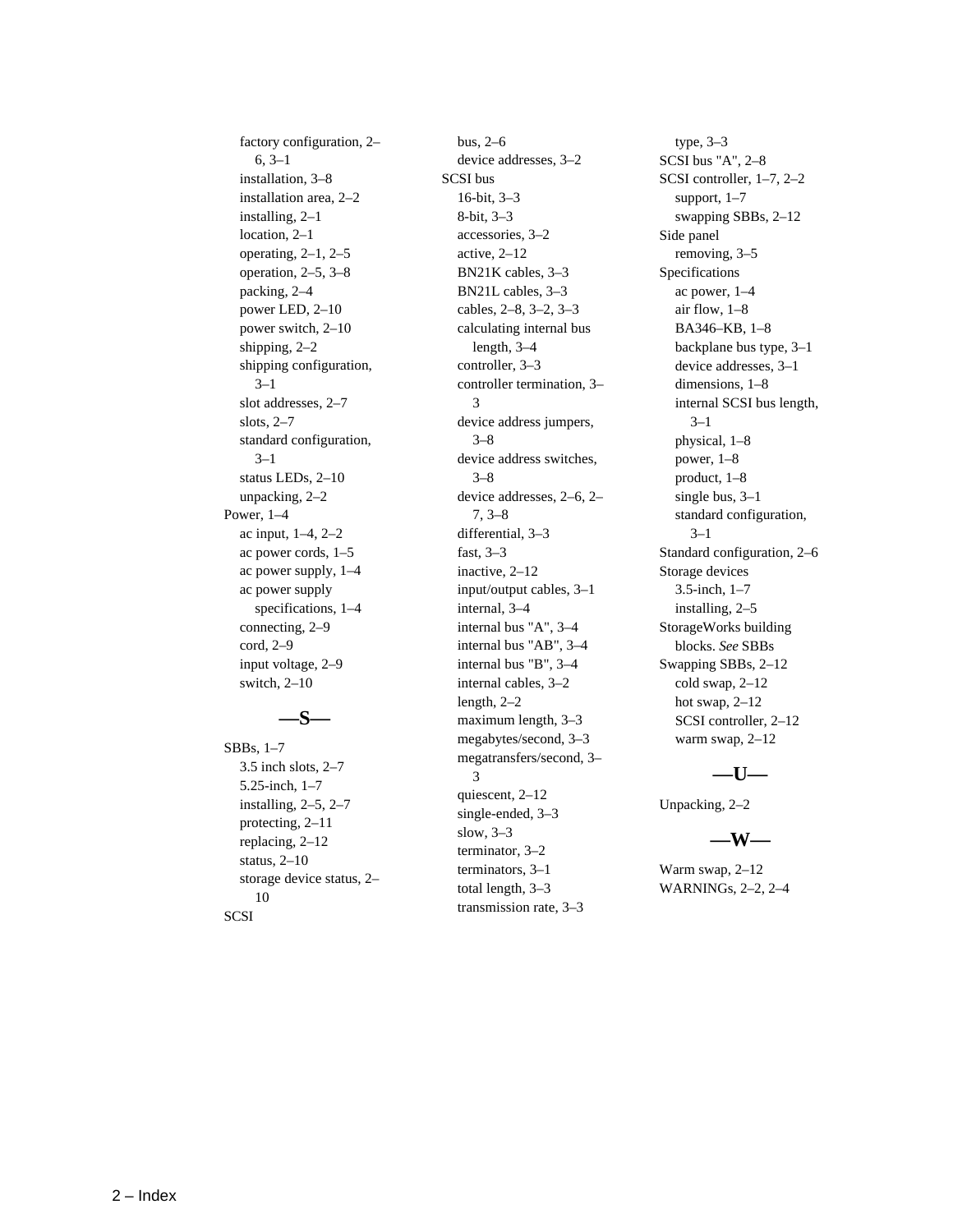factory configuration, 2–6, 3–1
installation, 3–8
installation area, 2–2
installing, 2–1
location, 2–1
operating, 2–1, 2–5
operation, 2–5, 3–8
packing, 2–4
power LED, 2–10
power switch, 2–10
shipping, 2–2
shipping configuration, 3–1
slot addresses, 2–7
slots, 2–7
standard configuration, 3–1
status LEDs, 2–10
unpacking, 2–2

Power, 1–4
- ac input, 1–4, 2–2
- ac power cords, 1–5
- ac power supply, 1–4
- ac power supply specifications, 1–4
- connecting, 2–9
- cord, 2–9
- input voltage, 2–9
- switch, 2–10

## —S—

SBBs, 1–7
- 3.5 inch slots, 2–7
- 5.25-inch, 1–7
- installing, 2–5, 2–7
- protecting, 2–11
- replacing, 2–12
- status, 2–10
- storage device status, 2–10

SCSI
- bus, 2–6
- device addresses, 3–2

SCSI bus
- 16-bit, 3–3
- 8-bit, 3–3
- accessories, 3–2
- active, 2–12
- BN21K cables, 3–3
- BN21L cables, 3–3
- cables, 2–8, 3–2, 3–3
- calculating internal bus length, 3–4
- controller, 3–3
- controller termination, 3–3
- device address jumpers, 3–8
- device address switches, 3–8
- device addresses, 2–6, 2–7, 3–8
- differential, 3–3
- fast, 3–3
- inactive, 2–12
- input/output cables, 3–1
- internal, 3–4
- internal bus "A", 3–4
- internal bus "AB", 3–4
- internal bus "B", 3–4
- internal cables, 3–2
- length, 2–2
- maximum length, 3–3
- megabytes/second, 3–3
- megatransfers/second, 3–3
- quiescent, 2–12
- single-ended, 3–3
- slow, 3–3
- terminator, 3–2
- terminators, 3–1
- total length, 3–3
- transmission rate, 3–3
- type, 3–3

SCSI bus "A", 2–8

SCSI controller, 1–7, 2–2
- support, 1–7
- swapping SBBs, 2–12

Side panel
- removing, 3–5

Specifications
- ac power, 1–4
- air flow, 1–8
- BA346–KB, 1–8
- backplane bus type, 3–1
- device addresses, 3–1
- dimensions, 1–8
- internal SCSI bus length, 3–1
- physical, 1–8
- power, 1–8
- product, 1–8
- single bus, 3–1
- standard configuration, 3–1

Standard configuration, 2–6

Storage devices
- 3.5-inch, 1–7
- installing, 2–5

StorageWorks building blocks. *See* SBBs

Swapping SBBs, 2–12
- cold swap, 2–12
- hot swap, 2–12
- SCSI controller, 2–12
- warm swap, 2–12

## —U—

Unpacking, 2–2

## —W—

Warm swap, 2–12

WARNINGs, 2–2, 2–4